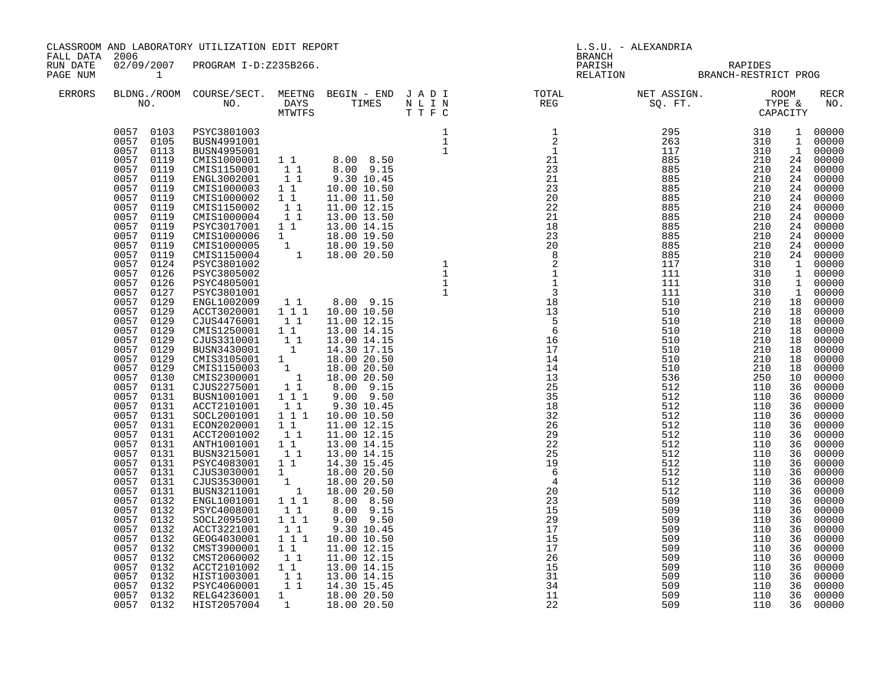CLASSROOM AND LABORATORY UTILIZATION EDIT REPORT
FALL DATA 2006
RUN DATE 02/09/2007 PROGRAM I-D:Z235B266.
PAGE NUM 1

L.S.U. - ALEXANDRIA
BRANCH
PARISH RAPIDES
RELATION BRANCH-RESTRICT PROG

| ERRORS | BLDG. NO. | ROOM NO. | COURSE/SECT. NO. | M | T | W | T | F | S | BEGIN TIME | END TIME | J N T | A L T | D I F | I N C | TOTAL REG | NET ASSIGN. SQ. FT. | ROOM TYPE | CAPACITY | RECR NO. |
|---|---|---|---|---|---|---|---|---|---|---|---|---|---|---|---|---|---|---|---|---|
| | 0057 | 0103 | PSYC3801003 | | | | | | | | | | | | 1 | 1 | 295 | 310 | 1 | 00000 |
| | 0057 | 0105 | BUSN4991001 | | | | | | | | | | | | 1 | 2 | 263 | 310 | 1 | 00000 |
| | 0057 | 0113 | BUSN4995001 | | | | | | | | | | | | 1 | 1 | 117 | 310 | 1 | 00000 |
| | 0057 | 0119 | CMIS1000001 | 1 | | 1 | | | | 8.00 | 8.50 | | | | | 21 | 885 | 210 | 24 | 00000 |
| | 0057 | 0119 | CMIS1150001 | | 1 | | 1 | | | 8.00 | 9.15 | | | | | 23 | 885 | 210 | 24 | 00000 |
| | 0057 | 0119 | ENGL3002001 | | 1 | | 1 | | | 9.30 | 10.45 | | | | | 21 | 885 | 210 | 24 | 00000 |
| | 0057 | 0119 | CMIS1000003 | 1 | | 1 | | | | 10.00 | 10.50 | | | | | 23 | 885 | 210 | 24 | 00000 |
| | 0057 | 0119 | CMIS1000002 | 1 | | 1 | | | | 11.00 | 11.50 | | | | | 20 | 885 | 210 | 24 | 00000 |
| | 0057 | 0119 | CMIS1150002 | | 1 | | 1 | | | 11.00 | 12.15 | | | | | 22 | 885 | 210 | 24 | 00000 |
| | 0057 | 0119 | CMIS1000004 | | 1 | | 1 | | | 13.00 | 13.50 | | | | | 21 | 885 | 210 | 24 | 00000 |
| | 0057 | 0119 | PSYC3017001 | 1 | | 1 | | | | 13.00 | 14.15 | | | | | 18 | 885 | 210 | 24 | 00000 |
| | 0057 | 0119 | CMIS1000006 | 1 | | | | | | 18.00 | 19.50 | | | | | 23 | 885 | 210 | 24 | 00000 |
| | 0057 | 0119 | CMIS1000005 | | 1 | | | | | 18.00 | 19.50 | | | | | 20 | 885 | 210 | 24 | 00000 |
| | 0057 | 0119 | CMIS1150004 | | | | 1 | | | 18.00 | 20.50 | | | | | 8 | 885 | 210 | 24 | 00000 |
| | 0057 | 0124 | PSYC3801002 | | | | | | | | | | | | 1 | 2 | 117 | 310 | 1 | 00000 |
| | 0057 | 0126 | PSYC3805002 | | | | | | | | | | | | 1 | 1 | 111 | 310 | 1 | 00000 |
| | 0057 | 0126 | PSYC4805001 | | | | | | | | | | | | 1 | 1 | 111 | 310 | 1 | 00000 |
| | 0057 | 0127 | PSYC3801001 | | | | | | | | | | | | 1 | 3 | 111 | 310 | 1 | 00000 |
| | 0057 | 0129 | ENGL1002009 | | 1 | | 1 | | | 8.00 | 9.15 | | | | | 18 | 510 | 210 | 18 | 00000 |
| | 0057 | 0129 | ACCT3020001 | 1 | | 1 | | 1 | | 10.00 | 10.50 | | | | | 13 | 510 | 210 | 18 | 00000 |
| | 0057 | 0129 | CJUS4476001 | | 1 | | 1 | | | 11.00 | 12.15 | | | | | 5 | 510 | 210 | 18 | 00000 |
| | 0057 | 0129 | CMIS1250001 | 1 | | 1 | | | | 13.00 | 14.15 | | | | | 6 | 510 | 210 | 18 | 00000 |
| | 0057 | 0129 | CJUS3310001 | | 1 | | 1 | | | 13.00 | 14.15 | | | | | 16 | 510 | 210 | 18 | 00000 |
| | 0057 | 0129 | BUSN3430001 | | 1 | | | | | 14.30 | 17.15 | | | | | 17 | 510 | 210 | 18 | 00000 |
| | 0057 | 0129 | CMIS3105001 | 1 | | | | | | 18.00 | 20.50 | | | | | 14 | 510 | 210 | 18 | 00000 |
| | 0057 | 0129 | CMIS1150003 | | 1 | | | | | 18.00 | 20.50 | | | | | 14 | 510 | 210 | 18 | 00000 |
| | 0057 | 0130 | CMIS2300001 | | | | 1 | | | 18.00 | 20.50 | | | | | 13 | 536 | 250 | 10 | 00000 |
| | 0057 | 0131 | CJUS2275001 | | 1 | | 1 | | | 8.00 | 9.15 | | | | | 25 | 512 | 110 | 36 | 00000 |
| | 0057 | 0131 | BUSN1001001 | 1 | | 1 | | 1 | | 9.00 | 9.50 | | | | | 35 | 512 | 110 | 36 | 00000 |
| | 0057 | 0131 | ACCT2101001 | | 1 | | 1 | | | 9.30 | 10.45 | | | | | 18 | 512 | 110 | 36 | 00000 |
| | 0057 | 0131 | SOCL2001001 | 1 | | 1 | | 1 | | 10.00 | 10.50 | | | | | 32 | 512 | 110 | 36 | 00000 |
| | 0057 | 0131 | ECON2020001 | 1 | | 1 | | | | 11.00 | 12.15 | | | | | 26 | 512 | 110 | 36 | 00000 |
| | 0057 | 0131 | ACCT2001002 | | 1 | | 1 | | | 11.00 | 12.15 | | | | | 29 | 512 | 110 | 36 | 00000 |
| | 0057 | 0131 | ANTH1001001 | 1 | | 1 | | | | 13.00 | 14.15 | | | | | 22 | 512 | 110 | 36 | 00000 |
| | 0057 | 0131 | BUSN3215001 | | 1 | | 1 | | | 13.00 | 14.15 | | | | | 25 | 512 | 110 | 36 | 00000 |
| | 0057 | 0131 | PSYC4083001 | 1 | | 1 | | | | 14.30 | 15.45 | | | | | 19 | 512 | 110 | 36 | 00000 |
| | 0057 | 0131 | CJUS3030001 | 1 | | | | | | 18.00 | 20.50 | | | | | 6 | 512 | 110 | 36 | 00000 |
| | 0057 | 0131 | CJUS3530001 | | 1 | | | | | 18.00 | 20.50 | | | | | 4 | 512 | 110 | 36 | 00000 |
| | 0057 | 0131 | BUSN3211001 | | | | 1 | | | 18.00 | 20.50 | | | | | 20 | 512 | 110 | 36 | 00000 |
| | 0057 | 0132 | ENGL1001001 | 1 | | 1 | | 1 | | 8.00 | 8.50 | | | | | 23 | 509 | 110 | 36 | 00000 |
| | 0057 | 0132 | PSYC4008001 | | 1 | | 1 | | | 8.00 | 9.15 | | | | | 15 | 509 | 110 | 36 | 00000 |
| | 0057 | 0132 | SOCL2095001 | 1 | | 1 | | 1 | | 9.00 | 9.50 | | | | | 29 | 509 | 110 | 36 | 00000 |
| | 0057 | 0132 | ACCT3221001 | | 1 | | 1 | | | 9.30 | 10.45 | | | | | 17 | 509 | 110 | 36 | 00000 |
| | 0057 | 0132 | GEOG4030001 | 1 | | 1 | | 1 | | 10.00 | 10.50 | | | | | 15 | 509 | 110 | 36 | 00000 |
| | 0057 | 0132 | CMST3900001 | 1 | | 1 | | | | 11.00 | 12.15 | | | | | 17 | 509 | 110 | 36 | 00000 |
| | 0057 | 0132 | CMST2060002 | | 1 | | 1 | | | 11.00 | 12.15 | | | | | 26 | 509 | 110 | 36 | 00000 |
| | 0057 | 0132 | ACCT2101002 | 1 | | 1 | | | | 13.00 | 14.15 | | | | | 15 | 509 | 110 | 36 | 00000 |
| | 0057 | 0132 | HIST1003001 | | 1 | | 1 | | | 13.00 | 14.15 | | | | | 31 | 509 | 110 | 36 | 00000 |
| | 0057 | 0132 | PSYC4060001 | | 1 | | 1 | | | 14.30 | 15.45 | | | | | 34 | 509 | 110 | 36 | 00000 |
| | 0057 | 0132 | RELG4236001 | 1 | | | | | | 18.00 | 20.50 | | | | | 11 | 509 | 110 | 36 | 00000 |
| | 0057 | 0132 | HIST2057004 | | 1 | | | | | 18.00 | 20.50 | | | | | 22 | 509 | 110 | 36 | 00000 |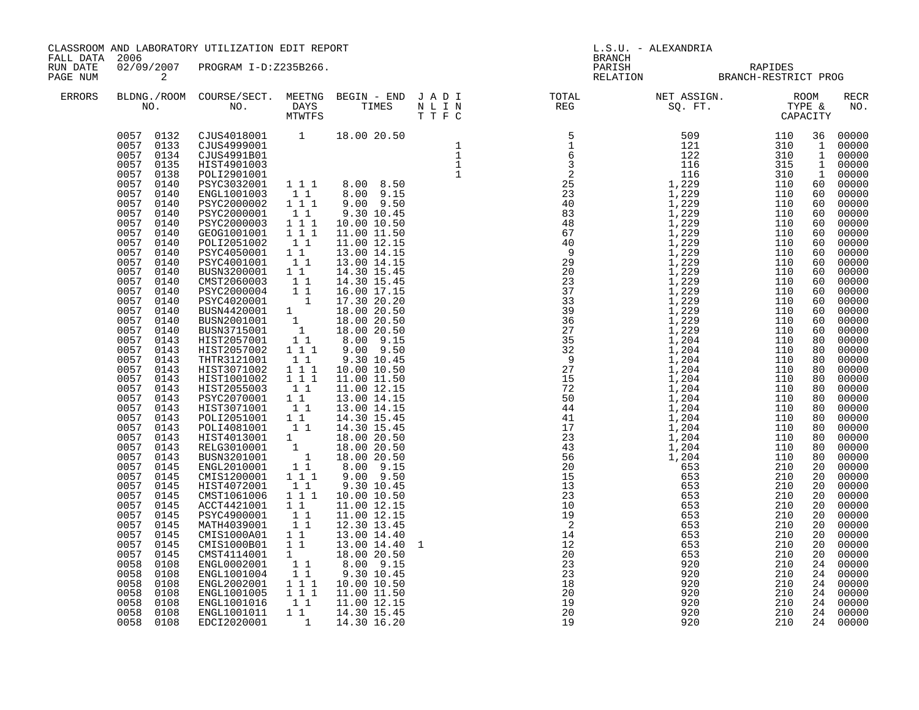CLASSROOM AND LABORATORY UTILIZATION EDIT REPORT
FALL DATA 2006
RUN DATE 02/09/2007 PROGRAM I-D:Z235B266.

L.S.U. - ALEXANDRIA
BRANCH
PARISH RAPIDES
RELATION BRANCH-RESTRICT PROG

| ERRORS | BLDNG./ROOM NO. | COURSE/SECT. NO. | MEETNG DAYS MTWTFS | BEGIN - END TIMES | J T | A L F | D I C | I N | TOTAL REG | NET ASSIGN. SQ. FT. | ROOM TYPE | CAPACITY | RECR NO. |
|---|---|---|---|---|---|---|---|---|---|---|---|---|---|
| | 0057 0132 | CJUS4018001 | 1 | 18.00 20.50 | | | | | 5 | 509 | 110 | 36 | 00000 |
| | 0057 0133 | CJUS4999001 | | | | | | 1 | 1 | 121 | 310 | 1 | 00000 |
| | 0057 0134 | CJUS4991B01 | | | | | | 1 | 6 | 122 | 310 | 1 | 00000 |
| | 0057 0135 | HIST4901003 | | | | | | 1 | 3 | 116 | 315 | 1 | 00000 |
| | 0057 0138 | POLI2901001 | | | | | | 1 | 2 | 116 | 310 | 1 | 00000 |
| | 0057 0140 | PSYC3032001 | 1 1 1 | 8.00 8.50 | | | | | 25 | 1,229 | 110 | 60 | 00000 |
| | 0057 0140 | ENGL1001003 | 1 1 | 8.00 9.15 | | | | | 23 | 1,229 | 110 | 60 | 00000 |
| | 0057 0140 | PSYC2000002 | 1 1 1 | 9.00 9.50 | | | | | 40 | 1,229 | 110 | 60 | 00000 |
| | 0057 0140 | PSYC2000001 | 1 1 | 9.30 10.45 | | | | | 83 | 1,229 | 110 | 60 | 00000 |
| | 0057 0140 | PSYC2000003 | 1 1 1 | 10.00 10.50 | | | | | 48 | 1,229 | 110 | 60 | 00000 |
| | 0057 0140 | GEOG1001001 | 1 1 1 | 11.00 11.50 | | | | | 67 | 1,229 | 110 | 60 | 00000 |
| | 0057 0140 | POLI2051002 | 1 1 | 11.00 12.15 | | | | | 40 | 1,229 | 110 | 60 | 00000 |
| | 0057 0140 | PSYC4050001 | 1 1 | 13.00 14.15 | | | | | 9 | 1,229 | 110 | 60 | 00000 |
| | 0057 0140 | PSYC4001001 | 1 1 | 13.00 14.15 | | | | | 29 | 1,229 | 110 | 60 | 00000 |
| | 0057 0140 | BUSN3200001 | 1 1 | 14.30 15.45 | | | | | 20 | 1,229 | 110 | 60 | 00000 |
| | 0057 0140 | CMST2060003 | 1 1 | 14.30 15.45 | | | | | 23 | 1,229 | 110 | 60 | 00000 |
| | 0057 0140 | PSYC2000004 | 1 1 | 16.00 17.15 | | | | | 37 | 1,229 | 110 | 60 | 00000 |
| | 0057 0140 | PSYC4020001 | 1 | 17.30 20.20 | | | | | 33 | 1,229 | 110 | 60 | 00000 |
| | 0057 0140 | BUSN4420001 | 1 | 18.00 20.50 | | | | | 39 | 1,229 | 110 | 60 | 00000 |
| | 0057 0140 | BUSN2001001 | 1 | 18.00 20.50 | | | | | 36 | 1,229 | 110 | 60 | 00000 |
| | 0057 0140 | BUSN3715001 | 1 | 18.00 20.50 | | | | | 27 | 1,229 | 110 | 60 | 00000 |
| | 0057 0143 | HIST2057001 | 1 1 | 8.00 9.15 | | | | | 35 | 1,204 | 110 | 80 | 00000 |
| | 0057 0143 | HIST2057002 | 1 1 1 | 9.00 9.50 | | | | | 32 | 1,204 | 110 | 80 | 00000 |
| | 0057 0143 | THTR3121001 | 1 1 | 9.30 10.45 | | | | | 9 | 1,204 | 110 | 80 | 00000 |
| | 0057 0143 | HIST3071002 | 1 1 1 | 10.00 10.50 | | | | | 27 | 1,204 | 110 | 80 | 00000 |
| | 0057 0143 | HIST1001002 | 1 1 1 | 11.00 11.50 | | | | | 15 | 1,204 | 110 | 80 | 00000 |
| | 0057 0143 | HIST2055003 | 1 1 | 11.00 12.15 | | | | | 72 | 1,204 | 110 | 80 | 00000 |
| | 0057 0143 | PSYC2070001 | 1 1 | 13.00 14.15 | | | | | 50 | 1,204 | 110 | 80 | 00000 |
| | 0057 0143 | HIST3071001 | 1 1 | 13.00 14.15 | | | | | 44 | 1,204 | 110 | 80 | 00000 |
| | 0057 0143 | POLI2051001 | 1 1 | 14.30 15.45 | | | | | 41 | 1,204 | 110 | 80 | 00000 |
| | 0057 0143 | POLI4081001 | 1 1 | 14.30 15.45 | | | | | 17 | 1,204 | 110 | 80 | 00000 |
| | 0057 0143 | HIST4013001 | 1 | 18.00 20.50 | | | | | 23 | 1,204 | 110 | 80 | 00000 |
| | 0057 0143 | RELG3010001 | 1 | 18.00 20.50 | | | | | 43 | 1,204 | 110 | 80 | 00000 |
| | 0057 0143 | BUSN3201001 | 1 | 18.00 20.50 | | | | | 56 | 1,204 | 110 | 80 | 00000 |
| | 0057 0145 | ENGL2010001 | 1 1 | 8.00 9.15 | | | | | 20 | 653 | 210 | 20 | 00000 |
| | 0057 0145 | CMIS1200001 | 1 1 1 | 9.00 9.50 | | | | | 15 | 653 | 210 | 20 | 00000 |
| | 0057 0145 | HIST4072001 | 1 1 | 9.30 10.45 | | | | | 13 | 653 | 210 | 20 | 00000 |
| | 0057 0145 | CMST1061006 | 1 1 1 | 10.00 10.50 | | | | | 23 | 653 | 210 | 20 | 00000 |
| | 0057 0145 | ACCT4421001 | 1 1 | 11.00 12.15 | | | | | 10 | 653 | 210 | 20 | 00000 |
| | 0057 0145 | PSYC4900001 | 1 1 | 11.00 12.15 | | | | | 19 | 653 | 210 | 20 | 00000 |
| | 0057 0145 | MATH4039001 | 1 1 | 12.30 13.45 | | | | | 2 | 653 | 210 | 20 | 00000 |
| | 0057 0145 | CMIS1000A01 | 1 1 | 13.00 14.40 | | | | | 14 | 653 | 210 | 20 | 00000 |
| | 0057 0145 | CMIS1000B01 | 1 1 | 13.00 14.40 | 1 | | | | 12 | 653 | 210 | 20 | 00000 |
| | 0057 0145 | CMST4114001 | 1 | 18.00 20.50 | | | | | 20 | 653 | 210 | 20 | 00000 |
| | 0058 0108 | ENGL0002001 | 1 1 | 8.00 9.15 | | | | | 23 | 920 | 210 | 24 | 00000 |
| | 0058 0108 | ENGL1001004 | 1 1 | 9.30 10.45 | | | | | 23 | 920 | 210 | 24 | 00000 |
| | 0058 0108 | ENGL2002001 | 1 1 1 | 10.00 10.50 | | | | | 18 | 920 | 210 | 24 | 00000 |
| | 0058 0108 | ENGL1001005 | 1 1 1 | 11.00 11.50 | | | | | 20 | 920 | 210 | 24 | 00000 |
| | 0058 0108 | ENGL1001016 | 1 1 | 11.00 12.15 | | | | | 19 | 920 | 210 | 24 | 00000 |
| | 0058 0108 | ENGL1001011 | 1 1 | 14.30 15.45 | | | | | 20 | 920 | 210 | 24 | 00000 |
| | 0058 0108 | EDCI2020001 | 1 | 14.30 16.20 | | | | | 19 | 920 | 210 | 24 | 00000 |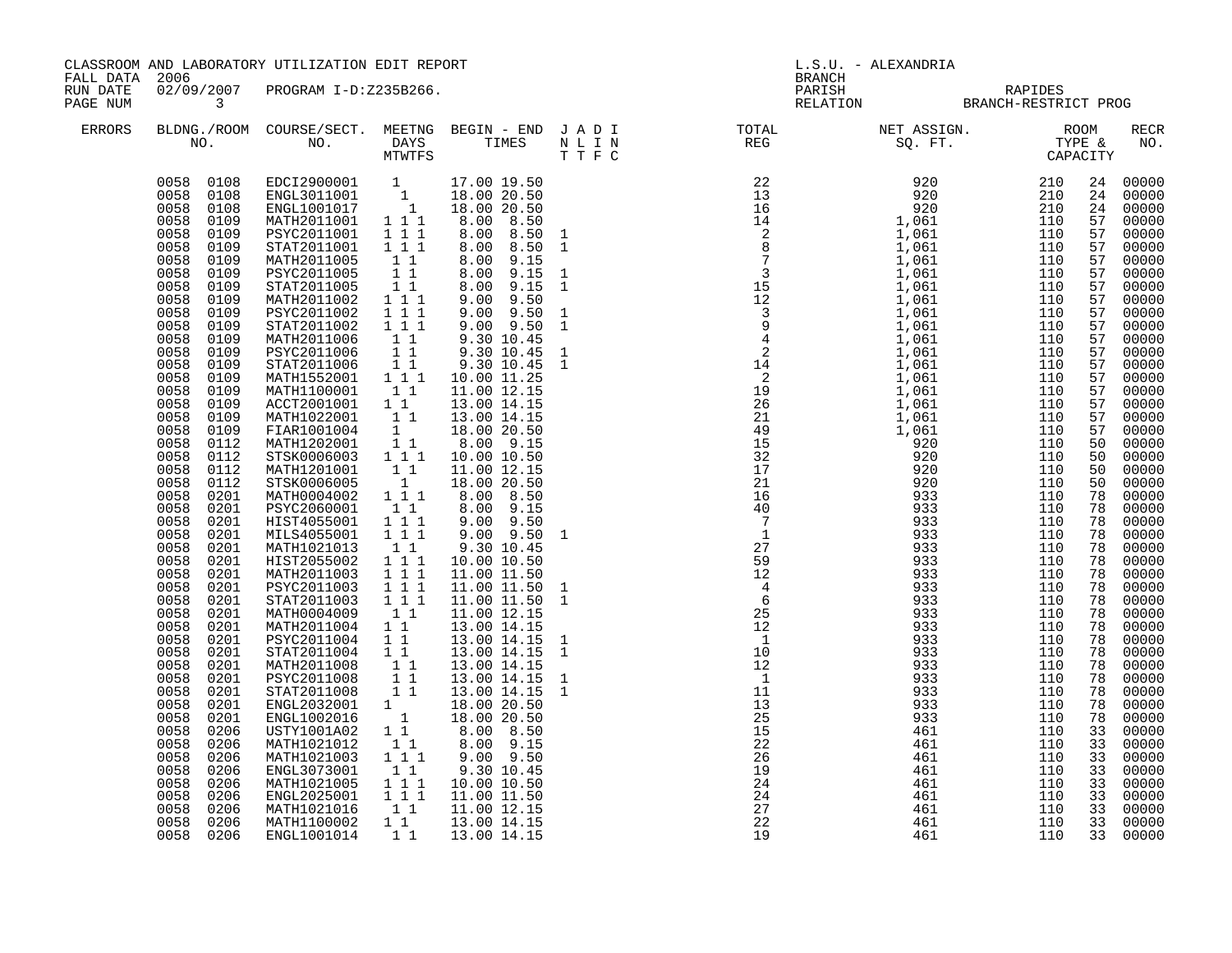CLASSROOM AND LABORATORY UTILIZATION EDIT REPORT
FALL DATA 2006
RUN DATE 02/09/2007 PROGRAM I-D:Z235B266.

L.S.U. - ALEXANDRIA
BRANCH
PARISH RAPIDES
RELATION BRANCH-RESTRICT PROG

| ERRORS | BLDNG./ROOM NO. | COURSE/SECT. NO. | MEETNG DAYS MTWTFS | BEGIN - END TIMES | J A D I N L I N T T F C | TOTAL REG | NET ASSIGN. SQ. FT. | ROOM TYPE & CAPACITY | | RECR NO. |
|---|---|---|---|---|---|---|---|---|---|---|
| | 0058 0108 | EDCI2900001 | 1 | 17.00 19.50 | | 22 | 920 | 210 | 24 | 00000 |
| | 0058 0108 | ENGL3011001 | 1 | 18.00 20.50 | | 13 | 920 | 210 | 24 | 00000 |
| | 0058 0108 | ENGL1001017 | 1 | 18.00 20.50 | | 16 | 920 | 210 | 24 | 00000 |
| | 0058 0109 | MATH2011001 | 1 1 1 | 8.00 8.50 | | 14 | 1,061 | 110 | 57 | 00000 |
| | 0058 0109 | PSYC2011001 | 1 1 1 | 8.00 8.50 | 1 | 2 | 1,061 | 110 | 57 | 00000 |
| | 0058 0109 | STAT2011001 | 1 1 1 | 8.00 8.50 | 1 | 8 | 1,061 | 110 | 57 | 00000 |
| | 0058 0109 | MATH2011005 | 1 1 | 8.00 9.15 | | 7 | 1,061 | 110 | 57 | 00000 |
| | 0058 0109 | PSYC2011005 | 1 1 | 8.00 9.15 | 1 | 3 | 1,061 | 110 | 57 | 00000 |
| | 0058 0109 | STAT2011005 | 1 1 | 8.00 9.15 | 1 | 15 | 1,061 | 110 | 57 | 00000 |
| | 0058 0109 | MATH2011002 | 1 1 1 | 9.00 9.50 | | 12 | 1,061 | 110 | 57 | 00000 |
| | 0058 0109 | PSYC2011002 | 1 1 1 | 9.00 9.50 | 1 | 3 | 1,061 | 110 | 57 | 00000 |
| | 0058 0109 | STAT2011002 | 1 1 1 | 9.00 9.50 | 1 | 9 | 1,061 | 110 | 57 | 00000 |
| | 0058 0109 | MATH2011006 | 1 1 | 9.30 10.45 | | 4 | 1,061 | 110 | 57 | 00000 |
| | 0058 0109 | PSYC2011006 | 1 1 | 9.30 10.45 | 1 | 2 | 1,061 | 110 | 57 | 00000 |
| | 0058 0109 | STAT2011006 | 1 1 | 9.30 10.45 | 1 | 14 | 1,061 | 110 | 57 | 00000 |
| | 0058 0109 | MATH1552001 | 1 1 1 | 10.00 11.25 | | 2 | 1,061 | 110 | 57 | 00000 |
| | 0058 0109 | MATH1100001 | 1 1 | 11.00 12.15 | | 19 | 1,061 | 110 | 57 | 00000 |
| | 0058 0109 | ACCT2001001 | 1 1 | 13.00 14.15 | | 26 | 1,061 | 110 | 57 | 00000 |
| | 0058 0109 | MATH1022001 | 1 1 | 13.00 14.15 | | 21 | 1,061 | 110 | 57 | 00000 |
| | 0058 0109 | FIAR1001004 | 1 | 18.00 20.50 | | 49 | 1,061 | 110 | 57 | 00000 |
| | 0058 0112 | MATH1202001 | 1 1 | 8.00 9.15 | | 15 | 920 | 110 | 50 | 00000 |
| | 0058 0112 | STSK0006003 | 1 1 1 | 10.00 10.50 | | 32 | 920 | 110 | 50 | 00000 |
| | 0058 0112 | MATH1201001 | 1 1 | 11.00 12.15 | | 17 | 920 | 110 | 50 | 00000 |
| | 0058 0112 | STSK0006005 | 1 | 18.00 20.50 | | 21 | 920 | 110 | 50 | 00000 |
| | 0058 0201 | MATH0004002 | 1 1 1 | 8.00 8.50 | | 16 | 933 | 110 | 78 | 00000 |
| | 0058 0201 | PSYC2060001 | 1 1 | 8.00 9.15 | | 40 | 933 | 110 | 78 | 00000 |
| | 0058 0201 | HIST4055001 | 1 1 1 | 9.00 9.50 | | 7 | 933 | 110 | 78 | 00000 |
| | 0058 0201 | MILS4055001 | 1 1 1 | 9.00 9.50 | 1 | 1 | 933 | 110 | 78 | 00000 |
| | 0058 0201 | MATH1021013 | 1 1 | 9.30 10.45 | | 27 | 933 | 110 | 78 | 00000 |
| | 0058 0201 | HIST2055002 | 1 1 1 | 10.00 10.50 | | 59 | 933 | 110 | 78 | 00000 |
| | 0058 0201 | MATH2011003 | 1 1 1 | 11.00 11.50 | | 12 | 933 | 110 | 78 | 00000 |
| | 0058 0201 | PSYC2011003 | 1 1 1 | 11.00 11.50 | 1 | 4 | 933 | 110 | 78 | 00000 |
| | 0058 0201 | STAT2011003 | 1 1 1 | 11.00 11.50 | 1 | 6 | 933 | 110 | 78 | 00000 |
| | 0058 0201 | MATH0004009 | 1 1 | 11.00 12.15 | | 25 | 933 | 110 | 78 | 00000 |
| | 0058 0201 | MATH2011004 | 1 1 | 13.00 14.15 | | 12 | 933 | 110 | 78 | 00000 |
| | 0058 0201 | PSYC2011004 | 1 1 | 13.00 14.15 | 1 | 1 | 933 | 110 | 78 | 00000 |
| | 0058 0201 | STAT2011004 | 1 1 | 13.00 14.15 | 1 | 10 | 933 | 110 | 78 | 00000 |
| | 0058 0201 | MATH2011008 | 1 1 | 13.00 14.15 | | 12 | 933 | 110 | 78 | 00000 |
| | 0058 0201 | PSYC2011008 | 1 1 | 13.00 14.15 | 1 | 1 | 933 | 110 | 78 | 00000 |
| | 0058 0201 | STAT2011008 | 1 1 | 13.00 14.15 | 1 | 11 | 933 | 110 | 78 | 00000 |
| | 0058 0201 | ENGL2032001 | 1 | 18.00 20.50 | | 13 | 933 | 110 | 78 | 00000 |
| | 0058 0201 | ENGL1002016 | 1 | 18.00 20.50 | | 25 | 933 | 110 | 78 | 00000 |
| | 0058 0206 | USTY1001A02 | 1 1 | 8.00 8.50 | | 15 | 461 | 110 | 33 | 00000 |
| | 0058 0206 | MATH1021012 | 1 1 | 8.00 9.15 | | 22 | 461 | 110 | 33 | 00000 |
| | 0058 0206 | MATH1021003 | 1 1 1 | 9.00 9.50 | | 26 | 461 | 110 | 33 | 00000 |
| | 0058 0206 | ENGL3073001 | 1 1 | 9.30 10.45 | | 19 | 461 | 110 | 33 | 00000 |
| | 0058 0206 | MATH1021005 | 1 1 1 | 10.00 10.50 | | 24 | 461 | 110 | 33 | 00000 |
| | 0058 0206 | ENGL2025001 | 1 1 1 | 11.00 11.50 | | 24 | 461 | 110 | 33 | 00000 |
| | 0058 0206 | MATH1021016 | 1 1 | 11.00 12.15 | | 27 | 461 | 110 | 33 | 00000 |
| | 0058 0206 | MATH1100002 | 1 1 | 13.00 14.15 | | 22 | 461 | 110 | 33 | 00000 |
| | 0058 0206 | ENGL1001014 | 1 1 | 13.00 14.15 | | 19 | 461 | 110 | 33 | 00000 |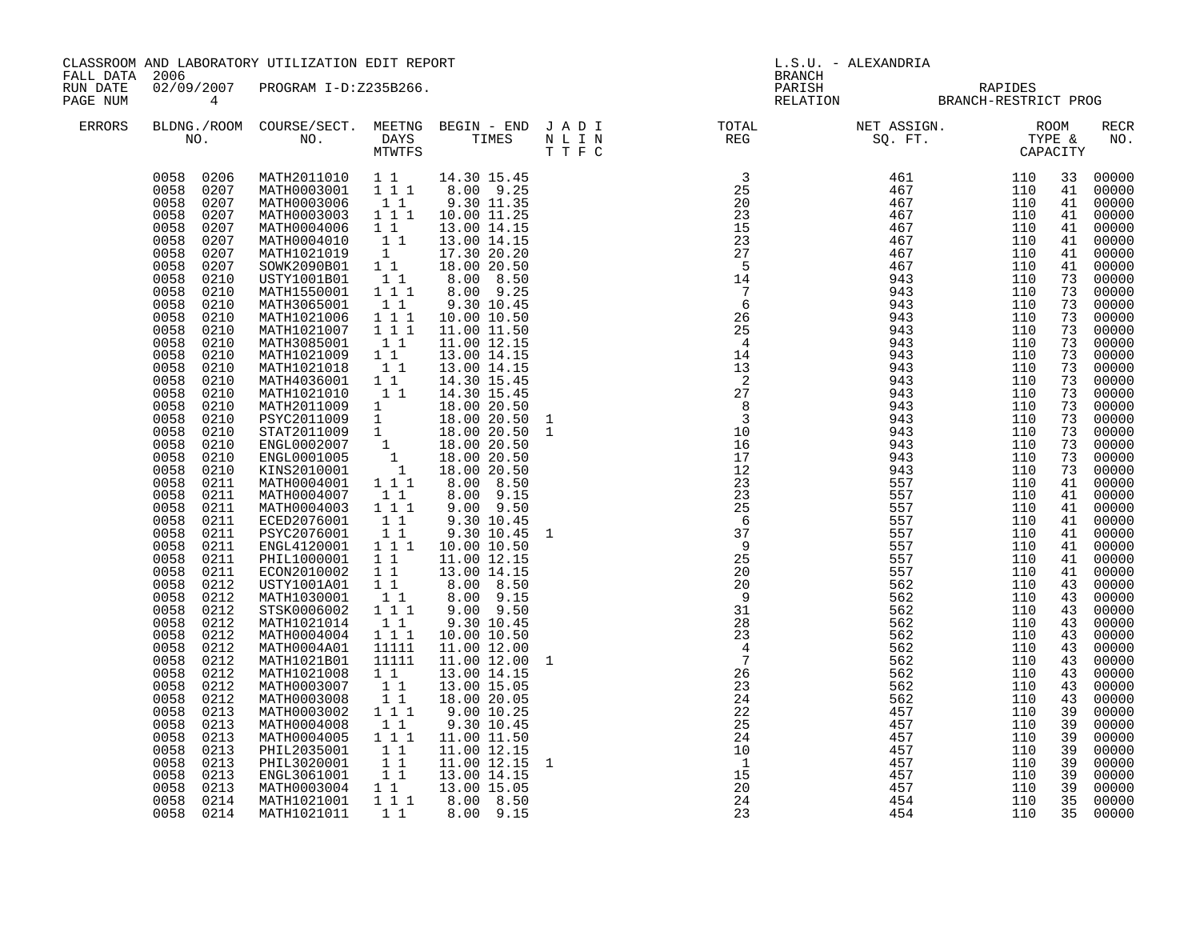CLASSROOM AND LABORATORY UTILIZATION EDIT REPORT
FALL DATA 2006
RUN DATE 02/09/2007 PROGRAM I-D:Z235B266.
PAGE NUM 4

L.S.U. - ALEXANDRIA
BRANCH
PARISH RAPIDES
RELATION BRANCH-RESTRICT PROG

| ERRORS | BLDNG./ROOM NO. | COURSE/SECT. NO. | MEETNG DAYS MTWTFS | BEGIN - END TIMES | J A D I N L I N T T F C | TOTAL REG | NET ASSIGN. SQ. FT. | ROOM TYPE & CAPACITY | | RECR NO. |
|---|---|---|---|---|---|---|---|---|---|---|
| | 0058 0206 | MATH2011010 | 1 1 | 14.30 15.45 | | 3 | 461 | 110 | 33 | 00000 |
| | 0058 0207 | MATH0003001 | 1 1 1 | 8.00 9.25 | | 25 | 467 | 110 | 41 | 00000 |
| | 0058 0207 | MATH0003006 | 1 1 | 9.30 11.35 | | 20 | 467 | 110 | 41 | 00000 |
| | 0058 0207 | MATH0003003 | 1 1 1 | 10.00 11.25 | | 23 | 467 | 110 | 41 | 00000 |
| | 0058 0207 | MATH0004006 | 1 1 | 13.00 14.15 | | 15 | 467 | 110 | 41 | 00000 |
| | 0058 0207 | MATH0004010 | 1 1 | 13.00 14.15 | | 23 | 467 | 110 | 41 | 00000 |
| | 0058 0207 | MATH1021019 | 1 | 17.30 20.20 | | 27 | 467 | 110 | 41 | 00000 |
| | 0058 0207 | SOWK2090B01 | 1 1 | 18.00 20.50 | | 5 | 467 | 110 | 41 | 00000 |
| | 0058 0210 | USTY1001B01 | 1 1 | 8.00 8.50 | | 14 | 943 | 110 | 73 | 00000 |
| | 0058 0210 | MATH1550001 | 1 1 1 | 8.00 9.25 | | 7 | 943 | 110 | 73 | 00000 |
| | 0058 0210 | MATH3065001 | 1 1 | 9.30 10.45 | | 6 | 943 | 110 | 73 | 00000 |
| | 0058 0210 | MATH1021006 | 1 1 1 | 10.00 10.50 | | 26 | 943 | 110 | 73 | 00000 |
| | 0058 0210 | MATH1021007 | 1 1 1 | 11.00 11.50 | | 25 | 943 | 110 | 73 | 00000 |
| | 0058 0210 | MATH3085001 | 1 1 | 11.00 12.15 | | 4 | 943 | 110 | 73 | 00000 |
| | 0058 0210 | MATH1021009 | 1 1 | 13.00 14.15 | | 14 | 943 | 110 | 73 | 00000 |
| | 0058 0210 | MATH1021018 | 1 1 | 13.00 14.15 | | 13 | 943 | 110 | 73 | 00000 |
| | 0058 0210 | MATH4036001 | 1 1 | 14.30 15.45 | | 2 | 943 | 110 | 73 | 00000 |
| | 0058 0210 | MATH1021010 | 1 1 | 14.30 15.45 | | 27 | 943 | 110 | 73 | 00000 |
| | 0058 0210 | MATH2011009 | 1 | 18.00 20.50 | | 8 | 943 | 110 | 73 | 00000 |
| | 0058 0210 | PSYC2011009 | 1 | 18.00 20.50 | 1 | 3 | 943 | 110 | 73 | 00000 |
| | 0058 0210 | STAT2011009 | 1 | 18.00 20.50 | 1 | 10 | 943 | 110 | 73 | 00000 |
| | 0058 0210 | ENGL0002007 | 1 | 18.00 20.50 | | 16 | 943 | 110 | 73 | 00000 |
| | 0058 0210 | ENGL0001005 | 1 | 18.00 20.50 | | 17 | 943 | 110 | 73 | 00000 |
| | 0058 0210 | KINS2010001 | 1 | 18.00 20.50 | | 12 | 943 | 110 | 73 | 00000 |
| | 0058 0211 | MATH0004001 | 1 1 1 | 8.00 8.50 | | 23 | 557 | 110 | 41 | 00000 |
| | 0058 0211 | MATH0004007 | 1 1 | 8.00 9.15 | | 23 | 557 | 110 | 41 | 00000 |
| | 0058 0211 | MATH0004003 | 1 1 1 | 9.00 9.50 | | 25 | 557 | 110 | 41 | 00000 |
| | 0058 0211 | ECED2076001 | 1 1 | 9.30 10.45 | | 6 | 557 | 110 | 41 | 00000 |
| | 0058 0211 | PSYC2076001 | 1 1 | 9.30 10.45 | 1 | 37 | 557 | 110 | 41 | 00000 |
| | 0058 0211 | ENGL4120001 | 1 1 1 | 10.00 10.50 | | 9 | 557 | 110 | 41 | 00000 |
| | 0058 0211 | PHIL1000001 | 1 1 | 11.00 12.15 | | 25 | 557 | 110 | 41 | 00000 |
| | 0058 0211 | ECON2010002 | 1 1 | 13.00 14.15 | | 20 | 557 | 110 | 41 | 00000 |
| | 0058 0212 | USTY1001A01 | 1 1 | 8.00 8.50 | | 20 | 562 | 110 | 43 | 00000 |
| | 0058 0212 | MATH1030001 | 1 1 | 8.00 9.15 | | 9 | 562 | 110 | 43 | 00000 |
| | 0058 0212 | STSK0006002 | 1 1 1 | 9.00 9.50 | | 31 | 562 | 110 | 43 | 00000 |
| | 0058 0212 | MATH1021014 | 1 1 | 9.30 10.45 | | 28 | 562 | 110 | 43 | 00000 |
| | 0058 0212 | MATH0004004 | 1 1 1 | 10.00 10.50 | | 23 | 562 | 110 | 43 | 00000 |
| | 0058 0212 | MATH0004A01 | 11111 | 11.00 12.00 | | 4 | 562 | 110 | 43 | 00000 |
| | 0058 0212 | MATH1021B01 | 11111 | 11.00 12.00 | 1 | 7 | 562 | 110 | 43 | 00000 |
| | 0058 0212 | MATH1021008 | 1 1 | 13.00 14.15 | | 26 | 562 | 110 | 43 | 00000 |
| | 0058 0212 | MATH0003007 | 1 1 | 13.00 15.05 | | 23 | 562 | 110 | 43 | 00000 |
| | 0058 0212 | MATH0003008 | 1 1 | 18.00 20.05 | | 24 | 562 | 110 | 43 | 00000 |
| | 0058 0213 | MATH0003002 | 1 1 1 | 9.00 10.25 | | 22 | 457 | 110 | 39 | 00000 |
| | 0058 0213 | MATH0004008 | 1 1 | 9.30 10.45 | | 25 | 457 | 110 | 39 | 00000 |
| | 0058 0213 | MATH0004005 | 1 1 1 | 11.00 11.50 | | 24 | 457 | 110 | 39 | 00000 |
| | 0058 0213 | PHIL2035001 | 1 1 | 11.00 12.15 | | 10 | 457 | 110 | 39 | 00000 |
| | 0058 0213 | PHIL3020001 | 1 1 | 11.00 12.15 | 1 | 1 | 457 | 110 | 39 | 00000 |
| | 0058 0213 | ENGL3061001 | 1 1 | 13.00 14.15 | | 15 | 457 | 110 | 39 | 00000 |
| | 0058 0213 | MATH0003004 | 1 1 | 13.00 15.05 | | 20 | 457 | 110 | 39 | 00000 |
| | 0058 0214 | MATH1021001 | 1 1 1 | 8.00 8.50 | | 24 | 454 | 110 | 35 | 00000 |
| | 0058 0214 | MATH1021011 | 1 1 | 8.00 9.15 | | 23 | 454 | 110 | 35 | 00000 |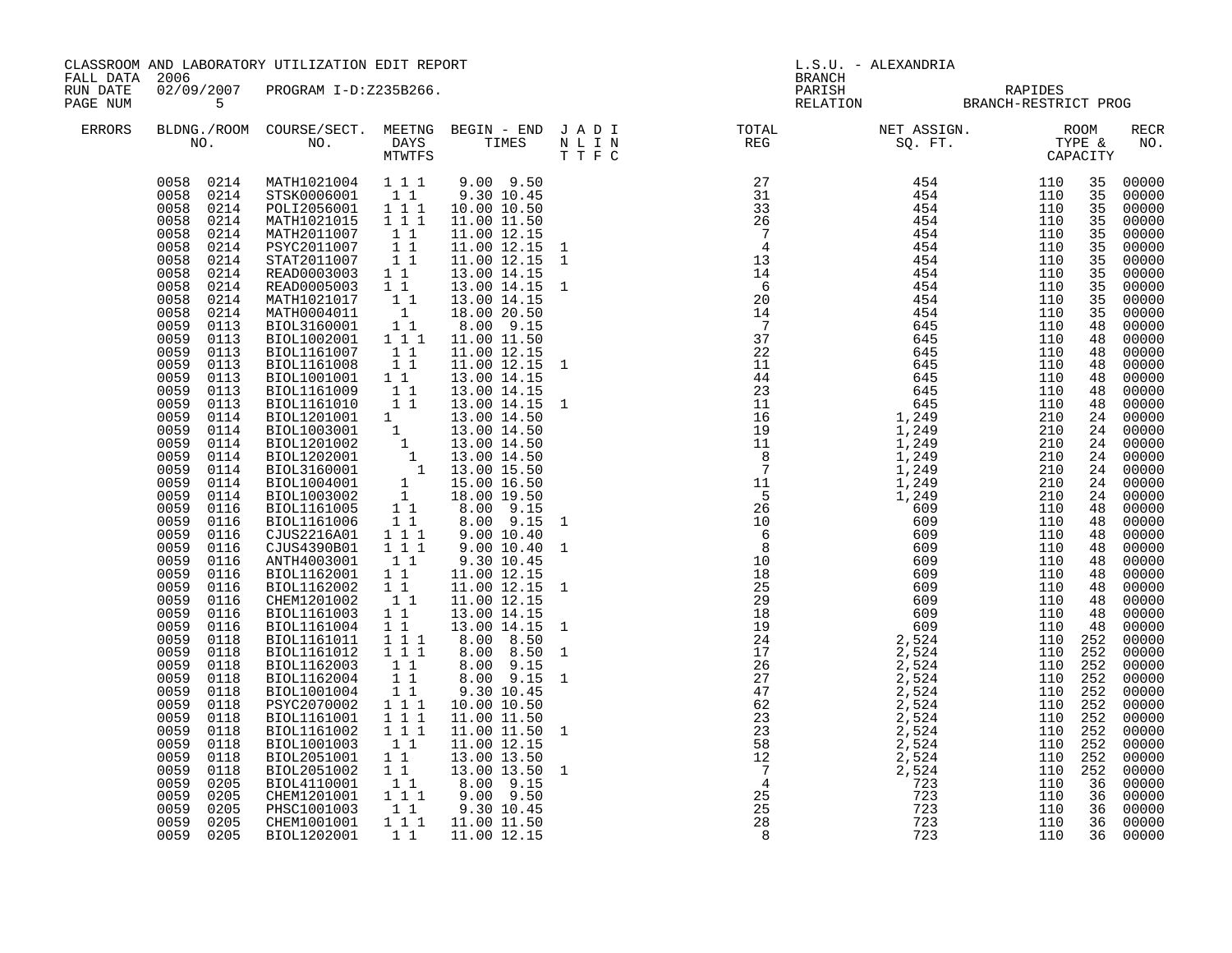CLASSROOM AND LABORATORY UTILIZATION EDIT REPORT
FALL DATA 2006
RUN DATE 02/09/2007 PROGRAM I-D:Z235B266.

L.S.U. - ALEXANDRIA
BRANCH
PARISH RAPIDES
RELATION BRANCH-RESTRICT PROG

| ERRORS | BLDNG./ROOM NO. | COURSE/SECT. NO. | MEETNG DAYS MTWTFS | BEGIN - END TIMES | J A D I N L I N T T F C | TOTAL REG | NET ASSIGN. SQ. FT. | ROOM TYPE & CAPACITY | | RECR NO. |
|---|---|---|---|---|---|---|---|---|---|---|
| | 0058 0214 | MATH1021004 | 1 1 1 | 9.00 9.50 | | 27 | 454 | 110 | 35 | 00000 |
| | 0058 0214 | STSK0006001 | 1 1 | 9.30 10.45 | | 31 | 454 | 110 | 35 | 00000 |
| | 0058 0214 | POLI2056001 | 1 1 1 | 10.00 10.50 | | 33 | 454 | 110 | 35 | 00000 |
| | 0058 0214 | MATH1021015 | 1 1 1 | 11.00 11.50 | | 26 | 454 | 110 | 35 | 00000 |
| | 0058 0214 | MATH2011007 | 1 1 | 11.00 12.15 | | 7 | 454 | 110 | 35 | 00000 |
| | 0058 0214 | PSYC2011007 | 1 1 | 11.00 12.15 | 1 | 4 | 454 | 110 | 35 | 00000 |
| | 0058 0214 | STAT2011007 | 1 1 | 11.00 12.15 | 1 | 13 | 454 | 110 | 35 | 00000 |
| | 0058 0214 | READ0003003 | 1 1 | 13.00 14.15 | | 14 | 454 | 110 | 35 | 00000 |
| | 0058 0214 | READ0005003 | 1 1 | 13.00 14.15 | 1 | 6 | 454 | 110 | 35 | 00000 |
| | 0058 0214 | MATH1021017 | 1 1 | 13.00 14.15 | | 20 | 454 | 110 | 35 | 00000 |
| | 0058 0214 | MATH0004011 | 1 | 18.00 20.50 | | 14 | 454 | 110 | 35 | 00000 |
| | 0059 0113 | BIOL3160001 | 1 1 | 8.00 9.15 | | 7 | 645 | 110 | 48 | 00000 |
| | 0059 0113 | BIOL1002001 | 1 1 1 | 11.00 11.50 | | 37 | 645 | 110 | 48 | 00000 |
| | 0059 0113 | BIOL1161007 | 1 1 | 11.00 12.15 | | 22 | 645 | 110 | 48 | 00000 |
| | 0059 0113 | BIOL1161008 | 1 1 | 11.00 12.15 | 1 | 11 | 645 | 110 | 48 | 00000 |
| | 0059 0113 | BIOL1001001 | 1 1 | 13.00 14.15 | | 44 | 645 | 110 | 48 | 00000 |
| | 0059 0113 | BIOL1161009 | 1 1 | 13.00 14.15 | | 23 | 645 | 110 | 48 | 00000 |
| | 0059 0113 | BIOL1161010 | 1 1 | 13.00 14.15 | 1 | 11 | 645 | 110 | 48 | 00000 |
| | 0059 0114 | BIOL1201001 | 1 | 13.00 14.50 | | 16 | 1,249 | 210 | 24 | 00000 |
| | 0059 0114 | BIOL1003001 | 1 | 13.00 14.50 | | 19 | 1,249 | 210 | 24 | 00000 |
| | 0059 0114 | BIOL1201002 | 1 | 13.00 14.50 | | 11 | 1,249 | 210 | 24 | 00000 |
| | 0059 0114 | BIOL1202001 | 1 | 13.00 14.50 | | 8 | 1,249 | 210 | 24 | 00000 |
| | 0059 0114 | BIOL3160001 | 1 | 13.00 15.50 | | 7 | 1,249 | 210 | 24 | 00000 |
| | 0059 0114 | BIOL1004001 | 1 | 15.00 16.50 | | 11 | 1,249 | 210 | 24 | 00000 |
| | 0059 0114 | BIOL1003002 | 1 | 18.00 19.50 | | 5 | 1,249 | 210 | 24 | 00000 |
| | 0059 0116 | BIOL1161005 | 1 1 | 8.00 9.15 | | 26 | 609 | 110 | 48 | 00000 |
| | 0059 0116 | BIOL1161006 | 1 1 | 8.00 9.15 | 1 | 10 | 609 | 110 | 48 | 00000 |
| | 0059 0116 | CJUS2216A01 | 1 1 1 | 9.00 10.40 | | 6 | 609 | 110 | 48 | 00000 |
| | 0059 0116 | CJUS4390B01 | 1 1 1 | 9.00 10.40 | 1 | 8 | 609 | 110 | 48 | 00000 |
| | 0059 0116 | ANTH4003001 | 1 1 | 9.30 10.45 | | 10 | 609 | 110 | 48 | 00000 |
| | 0059 0116 | BIOL1162001 | 1 1 | 11.00 12.15 | | 18 | 609 | 110 | 48 | 00000 |
| | 0059 0116 | BIOL1162002 | 1 1 | 11.00 12.15 | 1 | 25 | 609 | 110 | 48 | 00000 |
| | 0059 0116 | CHEM1201002 | 1 1 | 11.00 12.15 | | 29 | 609 | 110 | 48 | 00000 |
| | 0059 0116 | BIOL1161003 | 1 1 | 13.00 14.15 | | 18 | 609 | 110 | 48 | 00000 |
| | 0059 0116 | BIOL1161004 | 1 1 | 13.00 14.15 | 1 | 19 | 609 | 110 | 48 | 00000 |
| | 0059 0118 | BIOL1161011 | 1 1 1 | 8.00 8.50 | | 24 | 2,524 | 110 | 252 | 00000 |
| | 0059 0118 | BIOL1161012 | 1 1 1 | 8.00 8.50 | 1 | 17 | 2,524 | 110 | 252 | 00000 |
| | 0059 0118 | BIOL1162003 | 1 1 | 8.00 9.15 | | 26 | 2,524 | 110 | 252 | 00000 |
| | 0059 0118 | BIOL1162004 | 1 1 | 8.00 9.15 | 1 | 27 | 2,524 | 110 | 252 | 00000 |
| | 0059 0118 | BIOL1001004 | 1 1 | 9.30 10.45 | | 47 | 2,524 | 110 | 252 | 00000 |
| | 0059 0118 | PSYC2070002 | 1 1 1 | 10.00 10.50 | | 62 | 2,524 | 110 | 252 | 00000 |
| | 0059 0118 | BIOL1161001 | 1 1 1 | 11.00 11.50 | | 23 | 2,524 | 110 | 252 | 00000 |
| | 0059 0118 | BIOL1161002 | 1 1 1 | 11.00 11.50 | 1 | 23 | 2,524 | 110 | 252 | 00000 |
| | 0059 0118 | BIOL1001003 | 1 1 | 11.00 12.15 | | 58 | 2,524 | 110 | 252 | 00000 |
| | 0059 0118 | BIOL2051001 | 1 1 | 13.00 13.50 | | 12 | 2,524 | 110 | 252 | 00000 |
| | 0059 0118 | BIOL2051002 | 1 1 | 13.00 13.50 | 1 | 7 | 2,524 | 110 | 252 | 00000 |
| | 0059 0205 | BIOL4110001 | 1 1 | 8.00 9.15 | | 4 | 723 | 110 | 36 | 00000 |
| | 0059 0205 | CHEM1201001 | 1 1 1 | 9.00 9.50 | | 25 | 723 | 110 | 36 | 00000 |
| | 0059 0205 | PHSC1001003 | 1 1 | 9.30 10.45 | | 25 | 723 | 110 | 36 | 00000 |
| | 0059 0205 | CHEM1001001 | 1 1 1 | 11.00 11.50 | | 28 | 723 | 110 | 36 | 00000 |
| | 0059 0205 | BIOL1202001 | 1 1 | 11.00 12.15 | | 8 | 723 | 110 | 36 | 00000 |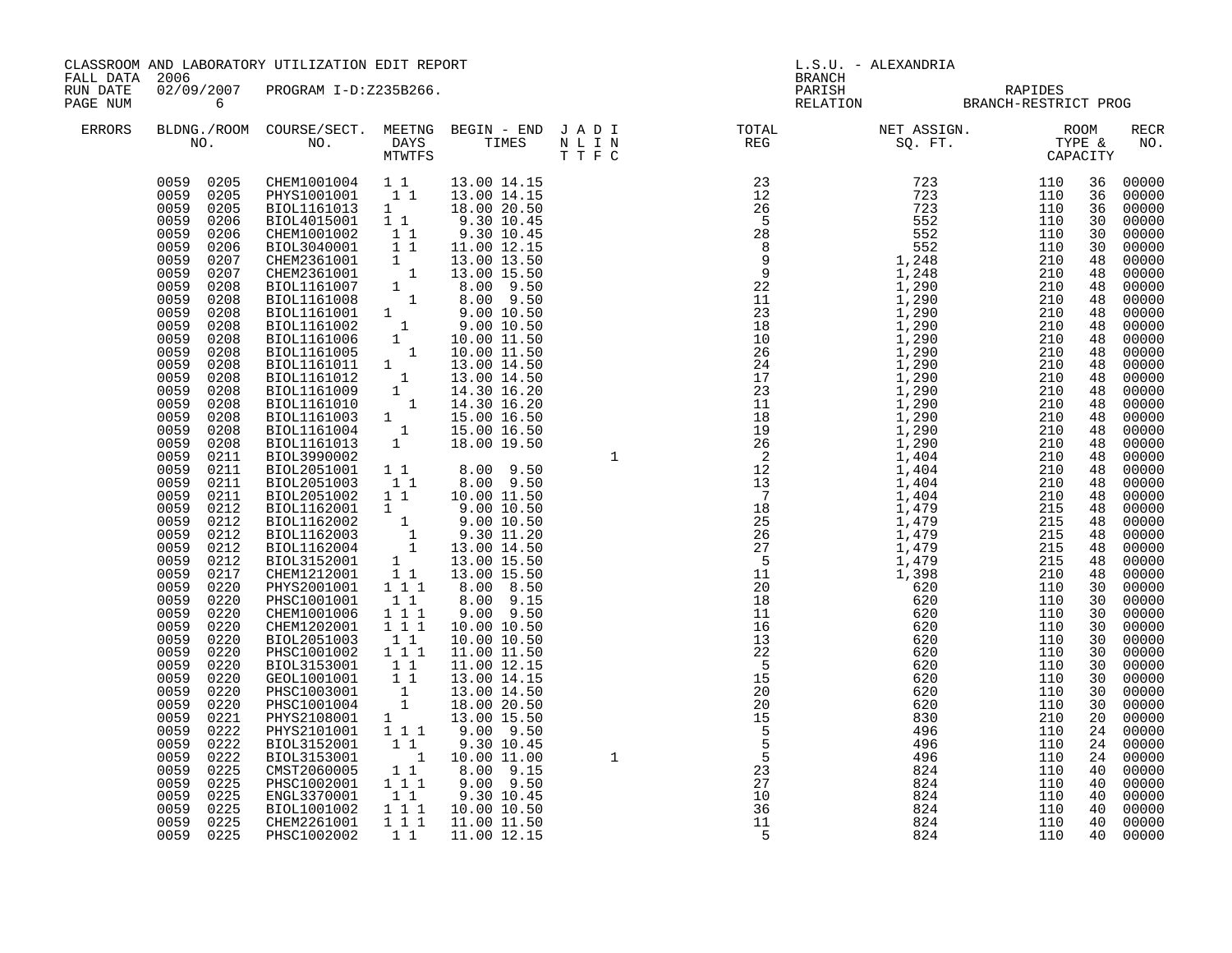CLASSROOM AND LABORATORY UTILIZATION EDIT REPORT
FALL DATA 2006
RUN DATE 02/09/2007 PROGRAM I-D:Z235B266.

L.S.U. - ALEXANDRIA
BRANCH
PARISH RAPIDES
RELATION BRANCH-RESTRICT PROG

| ERRORS | BLDNG./ROOM NO. | COURSE/SECT. NO. | MEETNG DAYS MTWTFS | BEGIN - END TIMES | J A D I N L I N T T F C | TOTAL REG | NET ASSIGN. SQ. FT. | ROOM TYPE & CAPACITY | | RECR NO. |
|---|---|---|---|---|---|---|---|---|---|---|
| | 0059 0205 | CHEM1001004 | 1 1 | 13.00 14.15 | | 23 | 723 | 110 | 36 | 00000 |
| | 0059 0205 | PHYS1001001 | 1 1 | 13.00 14.15 | | 12 | 723 | 110 | 36 | 00000 |
| | 0059 0205 | BIOL1161013 | 1 | 18.00 20.50 | | 26 | 723 | 110 | 36 | 00000 |
| | 0059 0206 | BIOL4015001 | 1 1 | 9.30 10.45 | | 5 | 552 | 110 | 30 | 00000 |
| | 0059 0206 | CHEM1001002 | 1 1 | 9.30 10.45 | | 28 | 552 | 110 | 30 | 00000 |
| | 0059 0206 | BIOL3040001 | 1 1 | 11.00 12.15 | | 8 | 552 | 110 | 30 | 00000 |
| | 0059 0207 | CHEM2361001 | 1 | 13.00 13.50 | | 9 | 1,248 | 210 | 48 | 00000 |
| | 0059 0207 | CHEM2361001 | 1 | 13.00 15.50 | | 9 | 1,248 | 210 | 48 | 00000 |
| | 0059 0208 | BIOL1161007 | 1 | 8.00 9.50 | | 22 | 1,290 | 210 | 48 | 00000 |
| | 0059 0208 | BIOL1161008 | 1 | 8.00 9.50 | | 11 | 1,290 | 210 | 48 | 00000 |
| | 0059 0208 | BIOL1161001 | 1 | 9.00 10.50 | | 23 | 1,290 | 210 | 48 | 00000 |
| | 0059 0208 | BIOL1161002 | 1 | 9.00 10.50 | | 18 | 1,290 | 210 | 48 | 00000 |
| | 0059 0208 | BIOL1161006 | 1 | 10.00 11.50 | | 10 | 1,290 | 210 | 48 | 00000 |
| | 0059 0208 | BIOL1161005 | 1 | 10.00 11.50 | | 26 | 1,290 | 210 | 48 | 00000 |
| | 0059 0208 | BIOL1161011 | 1 | 13.00 14.50 | | 24 | 1,290 | 210 | 48 | 00000 |
| | 0059 0208 | BIOL1161012 | 1 | 13.00 14.50 | | 17 | 1,290 | 210 | 48 | 00000 |
| | 0059 0208 | BIOL1161009 | 1 | 14.30 16.20 | | 23 | 1,290 | 210 | 48 | 00000 |
| | 0059 0208 | BIOL1161010 | 1 | 14.30 16.20 | | 11 | 1,290 | 210 | 48 | 00000 |
| | 0059 0208 | BIOL1161003 | 1 | 15.00 16.50 | | 18 | 1,290 | 210 | 48 | 00000 |
| | 0059 0208 | BIOL1161004 | 1 | 15.00 16.50 | | 19 | 1,290 | 210 | 48 | 00000 |
| | 0059 0208 | BIOL1161013 | 1 | 18.00 19.50 | | 26 | 1,290 | 210 | 48 | 00000 |
| | 0059 0211 | BIOL3990002 | | | 1 | 2 | 1,404 | 210 | 48 | 00000 |
| | 0059 0211 | BIOL2051001 | 1 1 | 8.00 9.50 | | 12 | 1,404 | 210 | 48 | 00000 |
| | 0059 0211 | BIOL2051003 | 1 1 | 8.00 9.50 | | 13 | 1,404 | 210 | 48 | 00000 |
| | 0059 0211 | BIOL2051002 | 1 1 | 10.00 11.50 | | 7 | 1,404 | 210 | 48 | 00000 |
| | 0059 0212 | BIOL1162001 | 1 | 9.00 10.50 | | 18 | 1,479 | 215 | 48 | 00000 |
| | 0059 0212 | BIOL1162002 | 1 | 9.00 10.50 | | 25 | 1,479 | 215 | 48 | 00000 |
| | 0059 0212 | BIOL1162003 | 1 | 9.30 11.20 | | 26 | 1,479 | 215 | 48 | 00000 |
| | 0059 0212 | BIOL1162004 | 1 | 13.00 14.50 | | 27 | 1,479 | 215 | 48 | 00000 |
| | 0059 0212 | BIOL3152001 | 1 | 13.00 15.50 | | 5 | 1,479 | 215 | 48 | 00000 |
| | 0059 0217 | CHEM1212001 | 1 1 | 13.00 15.50 | | 11 | 1,398 | 210 | 48 | 00000 |
| | 0059 0220 | PHYS2001001 | 1 1 1 | 8.00 8.50 | | 20 | 620 | 110 | 30 | 00000 |
| | 0059 0220 | PHSC1001001 | 1 1 | 8.00 9.15 | | 18 | 620 | 110 | 30 | 00000 |
| | 0059 0220 | CHEM1001006 | 1 1 1 | 9.00 9.50 | | 11 | 620 | 110 | 30 | 00000 |
| | 0059 0220 | CHEM1202001 | 1 1 1 | 10.00 10.50 | | 16 | 620 | 110 | 30 | 00000 |
| | 0059 0220 | BIOL2051003 | 1 1 | 10.00 10.50 | | 13 | 620 | 110 | 30 | 00000 |
| | 0059 0220 | PHSC1001002 | 1 1 1 | 11.00 11.50 | | 22 | 620 | 110 | 30 | 00000 |
| | 0059 0220 | BIOL3153001 | 1 1 | 11.00 12.15 | | 5 | 620 | 110 | 30 | 00000 |
| | 0059 0220 | GEOL1001001 | 1 1 | 13.00 14.15 | | 15 | 620 | 110 | 30 | 00000 |
| | 0059 0220 | PHSC1003001 | 1 | 13.00 14.50 | | 20 | 620 | 110 | 30 | 00000 |
| | 0059 0220 | PHSC1001004 | 1 | 18.00 20.50 | | 20 | 620 | 110 | 30 | 00000 |
| | 0059 0221 | PHYS2108001 | 1 | 13.00 15.50 | | 15 | 830 | 210 | 20 | 00000 |
| | 0059 0222 | PHYS2101001 | 1 1 1 | 9.00 9.50 | | 5 | 496 | 110 | 24 | 00000 |
| | 0059 0222 | BIOL3152001 | 1 1 | 9.30 10.45 | | 5 | 496 | 110 | 24 | 00000 |
| | 0059 0222 | BIOL3153001 | 1 | 10.00 11.00 | 1 | 5 | 496 | 110 | 24 | 00000 |
| | 0059 0225 | CMST2060005 | 1 1 | 8.00 9.15 | | 23 | 824 | 110 | 40 | 00000 |
| | 0059 0225 | PHSC1002001 | 1 1 1 | 9.00 9.50 | | 27 | 824 | 110 | 40 | 00000 |
| | 0059 0225 | ENGL3370001 | 1 1 | 9.30 10.45 | | 10 | 824 | 110 | 40 | 00000 |
| | 0059 0225 | BIOL1001002 | 1 1 1 | 10.00 10.50 | | 36 | 824 | 110 | 40 | 00000 |
| | 0059 0225 | CHEM2261001 | 1 1 1 | 11.00 11.50 | | 11 | 824 | 110 | 40 | 00000 |
| | 0059 0225 | PHSC1002002 | 1 1 | 11.00 12.15 | | 5 | 824 | 110 | 40 | 00000 |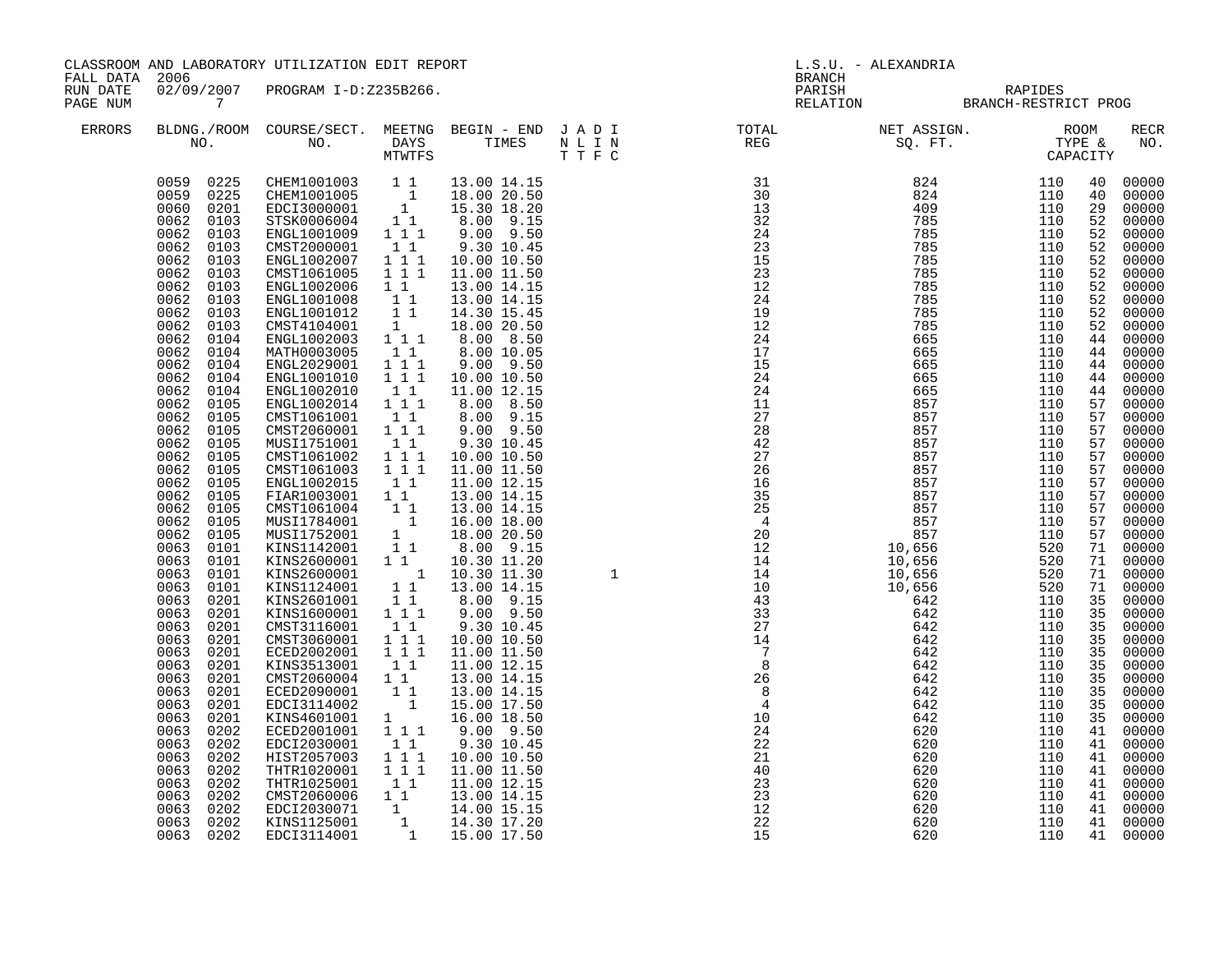CLASSROOM AND LABORATORY UTILIZATION EDIT REPORT
FALL DATA 2006
RUN DATE 02/09/2007 PROGRAM I-D:Z235B266.
PAGE NUM 7

L.S.U. - ALEXANDRIA
BRANCH
PARISH RAPIDES
RELATION BRANCH-RESTRICT PROG

| ERRORS | BLDNG./ROOM NO. | COURSE/SECT. NO. | MEETNG DAYS MTWTFS | BEGIN - END TIMES | J A D I N L I N T T F C | TOTAL REG | NET ASSIGN. SQ. FT. | ROOM TYPE & CAPACITY | | RECR NO. |
|---|---|---|---|---|---|---|---|---|---|---|
| | 0059 0225 | CHEM1001003 | 1 1 | 13.00 14.15 | | 31 | 824 | 110 | 40 | 00000 |
| | 0059 0225 | CHEM1001005 | 1 | 18.00 20.50 | | 30 | 824 | 110 | 40 | 00000 |
| | 0060 0201 | EDCI3000001 | 1 | 15.30 18.20 | | 13 | 409 | 110 | 29 | 00000 |
| | 0062 0103 | STSK0006004 | 1 1 | 8.00 9.15 | | 32 | 785 | 110 | 52 | 00000 |
| | 0062 0103 | ENGL1001009 | 1 1 1 | 9.00 9.50 | | 24 | 785 | 110 | 52 | 00000 |
| | 0062 0103 | CMST2000001 | 1 1 | 9.30 10.45 | | 23 | 785 | 110 | 52 | 00000 |
| | 0062 0103 | ENGL1002007 | 1 1 1 | 10.00 10.50 | | 15 | 785 | 110 | 52 | 00000 |
| | 0062 0103 | CMST1061005 | 1 1 1 | 11.00 11.50 | | 23 | 785 | 110 | 52 | 00000 |
| | 0062 0103 | ENGL1002006 | 1 1 | 13.00 14.15 | | 12 | 785 | 110 | 52 | 00000 |
| | 0062 0103 | ENGL1001008 | 1 1 | 13.00 14.15 | | 24 | 785 | 110 | 52 | 00000 |
| | 0062 0103 | ENGL1001012 | 1 1 | 14.30 15.45 | | 19 | 785 | 110 | 52 | 00000 |
| | 0062 0103 | CMST4104001 | 1 | 18.00 20.50 | | 12 | 785 | 110 | 52 | 00000 |
| | 0062 0104 | ENGL1002003 | 1 1 1 | 8.00 8.50 | | 24 | 665 | 110 | 44 | 00000 |
| | 0062 0104 | MATH0003005 | 1 1 | 8.00 10.05 | | 17 | 665 | 110 | 44 | 00000 |
| | 0062 0104 | ENGL2029001 | 1 1 1 | 9.00 9.50 | | 15 | 665 | 110 | 44 | 00000 |
| | 0062 0104 | ENGL1001010 | 1 1 1 | 10.00 10.50 | | 24 | 665 | 110 | 44 | 00000 |
| | 0062 0104 | ENGL1002010 | 1 1 | 11.00 12.15 | | 24 | 665 | 110 | 44 | 00000 |
| | 0062 0105 | ENGL1002014 | 1 1 1 | 8.00 8.50 | | 11 | 857 | 110 | 57 | 00000 |
| | 0062 0105 | CMST1061001 | 1 1 | 8.00 9.15 | | 27 | 857 | 110 | 57 | 00000 |
| | 0062 0105 | CMST2060001 | 1 1 1 | 9.00 9.50 | | 28 | 857 | 110 | 57 | 00000 |
| | 0062 0105 | MUSI1751001 | 1 1 | 9.30 10.45 | | 42 | 857 | 110 | 57 | 00000 |
| | 0062 0105 | CMST1061002 | 1 1 1 | 10.00 10.50 | | 27 | 857 | 110 | 57 | 00000 |
| | 0062 0105 | CMST1061003 | 1 1 1 | 11.00 11.50 | | 26 | 857 | 110 | 57 | 00000 |
| | 0062 0105 | ENGL1002015 | 1 1 | 11.00 12.15 | | 16 | 857 | 110 | 57 | 00000 |
| | 0062 0105 | FIAR1003001 | 1 1 | 13.00 14.15 | | 35 | 857 | 110 | 57 | 00000 |
| | 0062 0105 | CMST1061004 | 1 1 | 13.00 14.15 | | 25 | 857 | 110 | 57 | 00000 |
| | 0062 0105 | MUSI1784001 | 1 | 16.00 18.00 | | 4 | 857 | 110 | 57 | 00000 |
| | 0062 0105 | MUSI1752001 | 1 | 18.00 20.50 | | 20 | 857 | 110 | 57 | 00000 |
| | 0063 0101 | KINS1142001 | 1 1 | 8.00 9.15 | | 12 | 10,656 | 520 | 71 | 00000 |
| | 0063 0101 | KINS2600001 | 1 1 | 10.30 11.20 | | 14 | 10,656 | 520 | 71 | 00000 |
| | 0063 0101 | KINS2600001 | 1 | 10.30 11.30 | 1 | 14 | 10,656 | 520 | 71 | 00000 |
| | 0063 0101 | KINS1124001 | 1 1 | 13.00 14.15 | | 10 | 10,656 | 520 | 71 | 00000 |
| | 0063 0201 | KINS2601001 | 1 1 | 8.00 9.15 | | 43 | 642 | 110 | 35 | 00000 |
| | 0063 0201 | KINS1600001 | 1 1 1 | 9.00 9.50 | | 33 | 642 | 110 | 35 | 00000 |
| | 0063 0201 | CMST3116001 | 1 1 | 9.30 10.45 | | 27 | 642 | 110 | 35 | 00000 |
| | 0063 0201 | CMST3060001 | 1 1 1 | 10.00 10.50 | | 14 | 642 | 110 | 35 | 00000 |
| | 0063 0201 | ECED2002001 | 1 1 1 | 11.00 11.50 | | 7 | 642 | 110 | 35 | 00000 |
| | 0063 0201 | KINS3513001 | 1 1 | 11.00 12.15 | | 8 | 642 | 110 | 35 | 00000 |
| | 0063 0201 | CMST2060004 | 1 1 | 13.00 14.15 | | 26 | 642 | 110 | 35 | 00000 |
| | 0063 0201 | ECED2090001 | 1 1 | 13.00 14.15 | | 8 | 642 | 110 | 35 | 00000 |
| | 0063 0201 | EDCI3114002 | 1 | 15.00 17.50 | | 4 | 642 | 110 | 35 | 00000 |
| | 0063 0201 | KINS4601001 | 1 | 16.00 18.50 | | 10 | 642 | 110 | 35 | 00000 |
| | 0063 0202 | ECED2001001 | 1 1 1 | 9.00 9.50 | | 24 | 620 | 110 | 41 | 00000 |
| | 0063 0202 | EDCI2030001 | 1 1 | 9.30 10.45 | | 22 | 620 | 110 | 41 | 00000 |
| | 0063 0202 | HIST2057003 | 1 1 1 | 10.00 10.50 | | 21 | 620 | 110 | 41 | 00000 |
| | 0063 0202 | THTR1020001 | 1 1 1 | 11.00 11.50 | | 40 | 620 | 110 | 41 | 00000 |
| | 0063 0202 | THTR1025001 | 1 1 | 11.00 12.15 | | 23 | 620 | 110 | 41 | 00000 |
| | 0063 0202 | CMST2060006 | 1 1 | 13.00 14.15 | | 23 | 620 | 110 | 41 | 00000 |
| | 0063 0202 | EDCI2030071 | 1 | 14.00 15.15 | | 12 | 620 | 110 | 41 | 00000 |
| | 0063 0202 | KINS1125001 | 1 | 14.30 17.20 | | 22 | 620 | 110 | 41 | 00000 |
| | 0063 0202 | EDCI3114001 | 1 | 15.00 17.50 | | 15 | 620 | 110 | 41 | 00000 |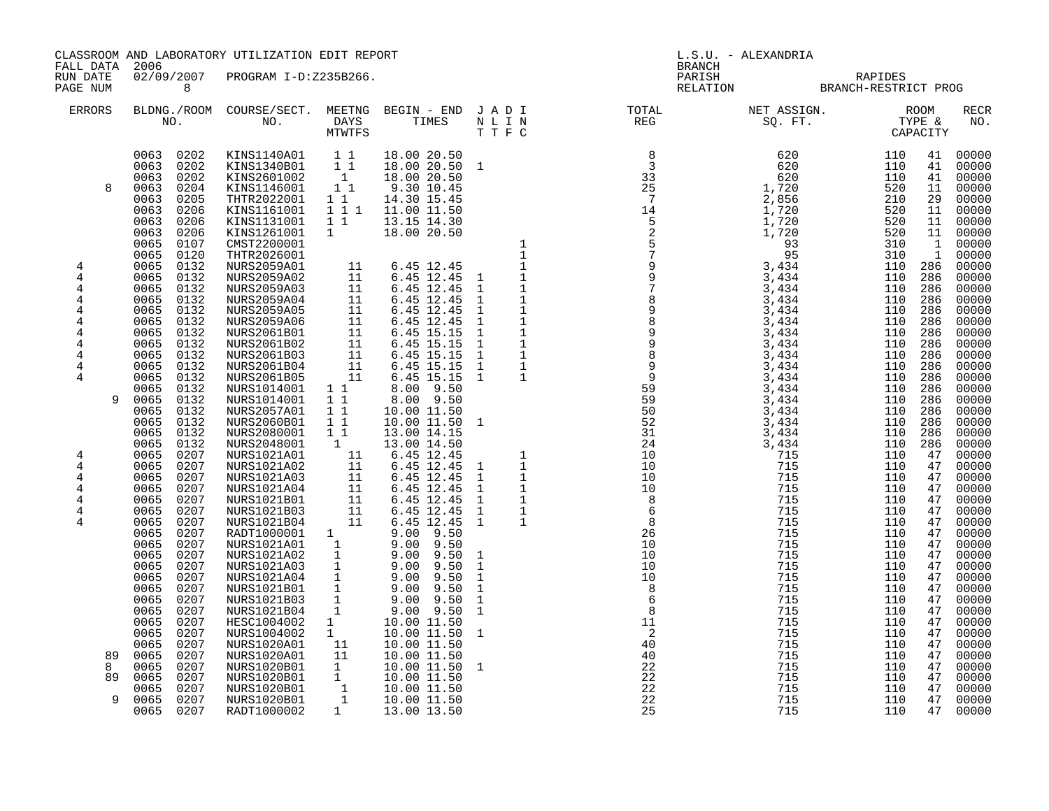CLASSROOM AND LABORATORY UTILIZATION EDIT REPORT
FALL DATA 2006
RUN DATE 02/09/2007 PROGRAM I-D:Z235B266.
PAGE NUM 8

L.S.U. - ALEXANDRIA
BRANCH
PARISH RAPIDES
RELATION BRANCH-RESTRICT PROG

| ERRORS | BLDNG./ROOM NO. | COURSE/SECT. NO. | MEETNG DAYS MTWTFS | BEGIN - END TIMES | J A D I / N L I N / T T F C | TOTAL REG | NET ASSIGN. SQ. FT. | ROOM TYPE & CAPACITY | RECR NO. |
|---|---|---|---|---|---|---|---|---|---|
| | 0063 0202 | KINS1140A01 | 1 1 | 18.00 20.50 | | 8 | 620 | 110 41 | 00000 |
| | 0063 0202 | KINS1340B01 | 1 1 | 18.00 20.50 | 1 | 3 | 620 | 110 41 | 00000 |
| | 0063 0202 | KINS2601002 | 1 | 18.00 20.50 | | 33 | 620 | 110 41 | 00000 |
| 8 | 0063 0204 | KINS1146001 | 1 1 | 9.30 10.45 | | 25 | 1,720 | 520 11 | 00000 |
| | 0063 0205 | THTR2022001 | 1 1 | 14.30 15.45 | | 7 | 2,856 | 210 29 | 00000 |
| | 0063 0206 | KINS1161001 | 1 1 1 | 11.00 11.50 | | 14 | 1,720 | 520 11 | 00000 |
| | 0063 0206 | KINS1131001 | 1 1 | 13.15 14.30 | | 5 | 1,720 | 520 11 | 00000 |
| | 0063 0206 | KINS1261001 | 1 | 18.00 20.50 | | 2 | 1,720 | 520 11 | 00000 |
| | 0065 0107 | CMST2200001 | | | 1 | 5 | 93 | 310 1 | 00000 |
| | 0065 0120 | THTR2026001 | | | 1 | 7 | 95 | 310 1 | 00000 |
| 4 | 0065 0132 | NURS2059A01 | 11 | 6.45 12.45 | 1 | 9 | 3,434 | 110 286 | 00000 |
| 4 | 0065 0132 | NURS2059A02 | 11 | 6.45 12.45 | 1 1 | 9 | 3,434 | 110 286 | 00000 |
| 4 | 0065 0132 | NURS2059A03 | 11 | 6.45 12.45 | 1 1 | 7 | 3,434 | 110 286 | 00000 |
| 4 | 0065 0132 | NURS2059A04 | 11 | 6.45 12.45 | 1 1 | 8 | 3,434 | 110 286 | 00000 |
| 4 | 0065 0132 | NURS2059A05 | 11 | 6.45 12.45 | 1 1 | 9 | 3,434 | 110 286 | 00000 |
| 4 | 0065 0132 | NURS2059A06 | 11 | 6.45 12.45 | 1 1 | 8 | 3,434 | 110 286 | 00000 |
| 4 | 0065 0132 | NURS2061B01 | 11 | 6.45 15.15 | 1 1 | 9 | 3,434 | 110 286 | 00000 |
| 4 | 0065 0132 | NURS2061B02 | 11 | 6.45 15.15 | 1 1 | 9 | 3,434 | 110 286 | 00000 |
| 4 | 0065 0132 | NURS2061B03 | 11 | 6.45 15.15 | 1 1 | 8 | 3,434 | 110 286 | 00000 |
| 4 | 0065 0132 | NURS2061B04 | 11 | 6.45 15.15 | 1 1 | 9 | 3,434 | 110 286 | 00000 |
| 4 | 0065 0132 | NURS2061B05 | 11 | 6.45 15.15 | 1 1 | 9 | 3,434 | 110 286 | 00000 |
| | 0065 0132 | NURS1014001 | 1 1 | 8.00 9.50 | | 59 | 3,434 | 110 286 | 00000 |
| 9 | 0065 0132 | NURS1014001 | 1 1 | 8.00 9.50 | | 59 | 3,434 | 110 286 | 00000 |
| | 0065 0132 | NURS2057A01 | 1 1 | 10.00 11.50 | | 50 | 3,434 | 110 286 | 00000 |
| | 0065 0132 | NURS2060B01 | 1 1 | 10.00 11.50 | 1 | 52 | 3,434 | 110 286 | 00000 |
| | 0065 0132 | NURS2080001 | 1 1 | 13.00 14.15 | | 31 | 3,434 | 110 286 | 00000 |
| | 0065 0132 | NURS2048001 | 1 | 13.00 14.50 | | 24 | 3,434 | 110 286 | 00000 |
| 4 | 0065 0207 | NURS1021A01 | 11 | 6.45 12.45 | 1 | 10 | 715 | 110 47 | 00000 |
| 4 | 0065 0207 | NURS1021A02 | 11 | 6.45 12.45 | 1 1 | 10 | 715 | 110 47 | 00000 |
| 4 | 0065 0207 | NURS1021A03 | 11 | 6.45 12.45 | 1 1 | 10 | 715 | 110 47 | 00000 |
| 4 | 0065 0207 | NURS1021A04 | 11 | 6.45 12.45 | 1 1 | 10 | 715 | 110 47 | 00000 |
| 4 | 0065 0207 | NURS1021B01 | 11 | 6.45 12.45 | 1 1 | 8 | 715 | 110 47 | 00000 |
| 4 | 0065 0207 | NURS1021B03 | 11 | 6.45 12.45 | 1 1 | 6 | 715 | 110 47 | 00000 |
| 4 | 0065 0207 | NURS1021B04 | 11 | 6.45 12.45 | 1 1 | 8 | 715 | 110 47 | 00000 |
| | 0065 0207 | RADT1000001 | 1 | 9.00 9.50 | | 26 | 715 | 110 47 | 00000 |
| | 0065 0207 | NURS1021A01 | 1 | 9.00 9.50 | | 10 | 715 | 110 47 | 00000 |
| | 0065 0207 | NURS1021A02 | 1 | 9.00 9.50 | 1 | 10 | 715 | 110 47 | 00000 |
| | 0065 0207 | NURS1021A03 | 1 | 9.00 9.50 | 1 | 10 | 715 | 110 47 | 00000 |
| | 0065 0207 | NURS1021A04 | 1 | 9.00 9.50 | 1 | 10 | 715 | 110 47 | 00000 |
| | 0065 0207 | NURS1021B01 | 1 | 9.00 9.50 | 1 | 8 | 715 | 110 47 | 00000 |
| | 0065 0207 | NURS1021B03 | 1 | 9.00 9.50 | 1 | 6 | 715 | 110 47 | 00000 |
| | 0065 0207 | NURS1021B04 | 1 | 9.00 9.50 | 1 | 8 | 715 | 110 47 | 00000 |
| | 0065 0207 | HESC1004002 | 1 | 10.00 11.50 | | 11 | 715 | 110 47 | 00000 |
| | 0065 0207 | NURS1004002 | 1 | 10.00 11.50 | 1 | 2 | 715 | 110 47 | 00000 |
| | 0065 0207 | NURS1020A01 | 11 | 10.00 11.50 | | 40 | 715 | 110 47 | 00000 |
| 89 | 0065 0207 | NURS1020A01 | 11 | 10.00 11.50 | | 40 | 715 | 110 47 | 00000 |
| 8 | 0065 0207 | NURS1020B01 | 1 | 10.00 11.50 | 1 | 22 | 715 | 110 47 | 00000 |
| 89 | 0065 0207 | NURS1020B01 | 1 | 10.00 11.50 | | 22 | 715 | 110 47 | 00000 |
| | 0065 0207 | NURS1020B01 | 1 | 10.00 11.50 | | 22 | 715 | 110 47 | 00000 |
| 9 | 0065 0207 | NURS1020B01 | 1 | 10.00 11.50 | | 22 | 715 | 110 47 | 00000 |
| | 0065 0207 | RADT1000002 | 1 | 13.00 13.50 | | 25 | 715 | 110 47 | 00000 |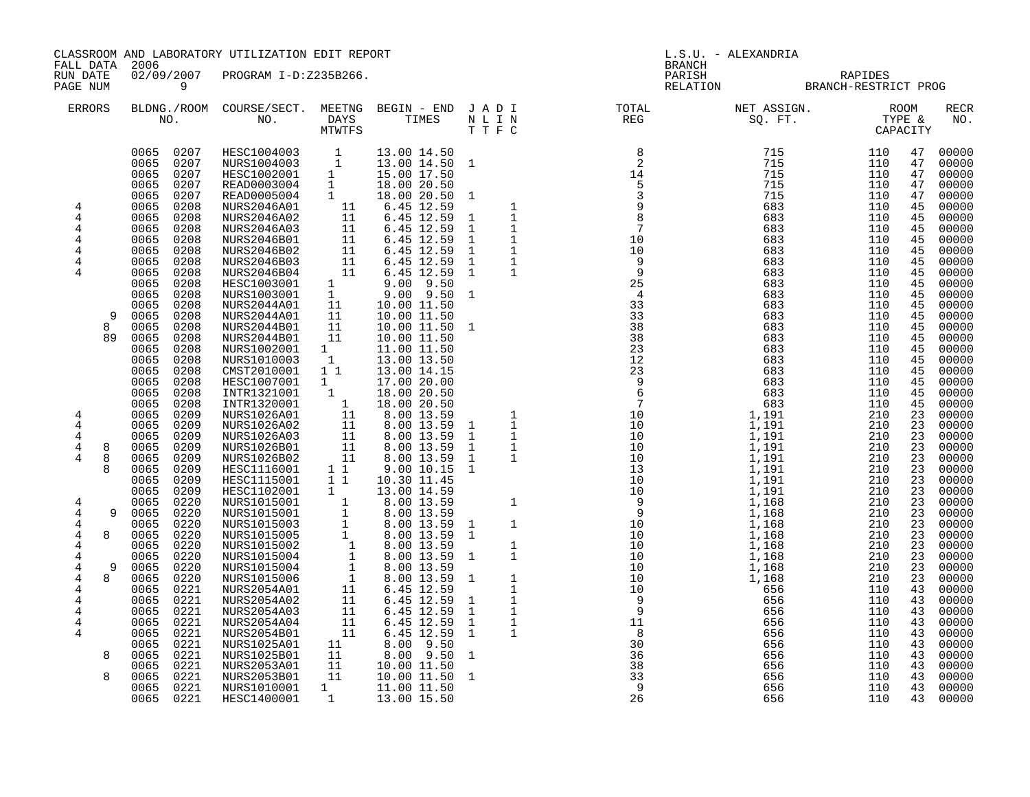CLASSROOM AND LABORATORY UTILIZATION EDIT REPORT
FALL DATA 2006
RUN DATE 02/09/2007 PROGRAM I-D:Z235B266.

L.S.U. - ALEXANDRIA
BRANCH
PARISH RAPIDES
RELATION BRANCH-RESTRICT PROG

| ERRORS | BLDNG./ROOM NO. | COURSE/SECT. NO. | MEETNG DAYS MTWTFS | BEGIN - END TIMES | J A D I N L I N T T F C | TOTAL REG | NET ASSIGN. SQ. FT. | ROOM TYPE & CAPACITY | RECR NO. |
|---|---|---|---|---|---|---|---|---|---|
| | 0065 0207 | HESC1004003 | 1 | 13.00 14.50 | | 8 | 715 | 110 47 | 00000 |
| | 0065 0207 | NURS1004003 | 1 | 13.00 14.50 | 1 | 2 | 715 | 110 47 | 00000 |
| | 0065 0207 | HESC1002001 | 1 | 15.00 17.50 | | 14 | 715 | 110 47 | 00000 |
| | 0065 0207 | READ0003004 | 1 | 18.00 20.50 | | 5 | 715 | 110 47 | 00000 |
| | 0065 0207 | READ0005004 | 1 | 18.00 20.50 | 1 | 3 | 715 | 110 47 | 00000 |
| 4 | 0065 0208 | NURS2046A01 | 11 | 6.45 12.59 | 1 | 9 | 683 | 110 45 | 00000 |
| 4 | 0065 0208 | NURS2046A02 | 11 | 6.45 12.59 | 1 1 | 8 | 683 | 110 45 | 00000 |
| 4 | 0065 0208 | NURS2046A03 | 11 | 6.45 12.59 | 1 1 | 7 | 683 | 110 45 | 00000 |
| 4 | 0065 0208 | NURS2046B01 | 11 | 6.45 12.59 | 1 1 | 10 | 683 | 110 45 | 00000 |
| 4 | 0065 0208 | NURS2046B02 | 11 | 6.45 12.59 | 1 1 | 10 | 683 | 110 45 | 00000 |
| 4 | 0065 0208 | NURS2046B03 | 11 | 6.45 12.59 | 1 1 | 9 | 683 | 110 45 | 00000 |
| 4 | 0065 0208 | NURS2046B04 | 11 | 6.45 12.59 | 1 1 | 9 | 683 | 110 45 | 00000 |
| | 0065 0208 | HESC1003001 | 1 | 9.00 9.50 | | 25 | 683 | 110 45 | 00000 |
| | 0065 0208 | NURS1003001 | 1 | 9.00 9.50 | 1 | 4 | 683 | 110 45 | 00000 |
| | 0065 0208 | NURS2044A01 | 11 | 10.00 11.50 | | 33 | 683 | 110 45 | 00000 |
| 9 | 0065 0208 | NURS2044A01 | 11 | 10.00 11.50 | | 33 | 683 | 110 45 | 00000 |
| 8 | 0065 0208 | NURS2044B01 | 11 | 10.00 11.50 | 1 | 38 | 683 | 110 45 | 00000 |
| 89 | 0065 0208 | NURS2044B01 | 11 | 10.00 11.50 | | 38 | 683 | 110 45 | 00000 |
| | 0065 0208 | NURS1002001 | 1 | 11.00 11.50 | | 23 | 683 | 110 45 | 00000 |
| | 0065 0208 | NURS1010003 | 1 | 13.00 13.50 | | 12 | 683 | 110 45 | 00000 |
| | 0065 0208 | CMST2010001 | 1 1 | 13.00 14.15 | | 23 | 683 | 110 45 | 00000 |
| | 0065 0208 | HESC1007001 | 1 | 17.00 20.00 | | 9 | 683 | 110 45 | 00000 |
| | 0065 0208 | INTR1321001 | 1 | 18.00 20.50 | | 6 | 683 | 110 45 | 00000 |
| | 0065 0208 | INTR1320001 | 1 | 18.00 20.50 | | 7 | 683 | 110 45 | 00000 |
| 4 | 0065 0209 | NURS1026A01 | 11 | 8.00 13.59 | 1 | 10 | 1,191 | 210 23 | 00000 |
| 4 | 0065 0209 | NURS1026A02 | 11 | 8.00 13.59 | 1 1 | 10 | 1,191 | 210 23 | 00000 |
| 4 | 0065 0209 | NURS1026A03 | 11 | 8.00 13.59 | 1 1 | 10 | 1,191 | 210 23 | 00000 |
| 4 8 | 0065 0209 | NURS1026B01 | 11 | 8.00 13.59 | 1 1 | 10 | 1,191 | 210 23 | 00000 |
| 4 8 | 0065 0209 | NURS1026B02 | 11 | 8.00 13.59 | 1 1 | 10 | 1,191 | 210 23 | 00000 |
| 8 | 0065 0209 | HESC1116001 | 1 1 | 9.00 10.15 | 1 | 13 | 1,191 | 210 23 | 00000 |
| | 0065 0209 | HESC1115001 | 1 1 | 10.30 11.45 | | 10 | 1,191 | 210 23 | 00000 |
| | 0065 0209 | HESC1102001 | 1 | 13.00 14.59 | | 10 | 1,191 | 210 23 | 00000 |
| 4 | 0065 0220 | NURS1015001 | 1 | 8.00 13.59 | 1 | 9 | 1,168 | 210 23 | 00000 |
| 4 9 | 0065 0220 | NURS1015001 | 1 | 8.00 13.59 | | 9 | 1,168 | 210 23 | 00000 |
| 4 | 0065 0220 | NURS1015003 | 1 | 8.00 13.59 | 1 1 | 10 | 1,168 | 210 23 | 00000 |
| 4 8 | 0065 0220 | NURS1015005 | 1 | 8.00 13.59 | 1 | 10 | 1,168 | 210 23 | 00000 |
| 4 | 0065 0220 | NURS1015002 | 1 | 8.00 13.59 | 1 | 10 | 1,168 | 210 23 | 00000 |
| 4 | 0065 0220 | NURS1015004 | 1 | 8.00 13.59 | 1 1 | 10 | 1,168 | 210 23 | 00000 |
| 4 9 | 0065 0220 | NURS1015004 | 1 | 8.00 13.59 | | 10 | 1,168 | 210 23 | 00000 |
| 4 8 | 0065 0220 | NURS1015006 | 1 | 8.00 13.59 | 1 1 | 10 | 1,168 | 210 23 | 00000 |
| 4 | 0065 0221 | NURS2054A01 | 11 | 6.45 12.59 | 1 | 10 | 656 | 110 43 | 00000 |
| 4 | 0065 0221 | NURS2054A02 | 11 | 6.45 12.59 | 1 1 | 9 | 656 | 110 43 | 00000 |
| 4 | 0065 0221 | NURS2054A03 | 11 | 6.45 12.59 | 1 1 | 9 | 656 | 110 43 | 00000 |
| 4 | 0065 0221 | NURS2054A04 | 11 | 6.45 12.59 | 1 1 | 11 | 656 | 110 43 | 00000 |
| 4 | 0065 0221 | NURS2054B01 | 11 | 6.45 12.59 | 1 1 | 8 | 656 | 110 43 | 00000 |
| | 0065 0221 | NURS1025A01 | 11 | 8.00 9.50 | | 30 | 656 | 110 43 | 00000 |
| 8 | 0065 0221 | NURS1025B01 | 11 | 8.00 9.50 | 1 | 36 | 656 | 110 43 | 00000 |
| | 0065 0221 | NURS2053A01 | 11 | 10.00 11.50 | | 38 | 656 | 110 43 | 00000 |
| 8 | 0065 0221 | NURS2053B01 | 11 | 10.00 11.50 | 1 | 33 | 656 | 110 43 | 00000 |
| | 0065 0221 | NURS1010001 | 1 | 11.00 11.50 | | 9 | 656 | 110 43 | 00000 |
| | 0065 0221 | HESC1400001 | 1 | 13.00 15.50 | | 26 | 656 | 110 43 | 00000 |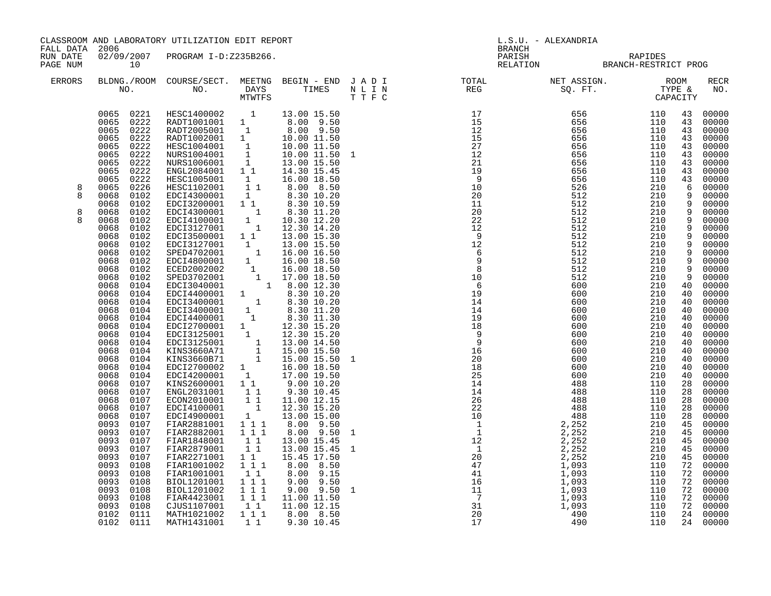CLASSROOM AND LABORATORY UTILIZATION EDIT REPORT
FALL DATA 2006
RUN DATE 02/09/2007 PROGRAM I-D:Z235B266.

L.S.U. - ALEXANDRIA
BRANCH
PARISH RAPIDES
RELATION BRANCH-RESTRICT PROG

| ERRORS | BLDG. NO. | ROOM NO. | COURSE/SECT. NO. | M | T | W | T | F | S | BEGIN TIME | END TIME | J T | A T | D F | I C | TOTAL REG | NET ASSIGN. SQ. FT. | ROOM TYPE | CAPACITY | RECR NO. |
|---|---|---|---|---|---|---|---|---|---|---|---|---|---|---|---|---|---|---|---|---|
| | 0065 | 0221 | HESC1400002 | | | 1 | | | | 13.00 | 15.50 | | | | | 17 | 656 | 110 | 43 | 00000 |
| | 0065 | 0222 | RADT1001001 | 1 | | | | | | 8.00 | 9.50 | | | | | 15 | 656 | 110 | 43 | 00000 |
| | 0065 | 0222 | RADT2005001 | | 1 | | | | | 8.00 | 9.50 | | | | | 12 | 656 | 110 | 43 | 00000 |
| | 0065 | 0222 | RADT1002001 | 1 | | | | | | 10.00 | 11.50 | | | | | 15 | 656 | 110 | 43 | 00000 |
| | 0065 | 0222 | HESC1004001 | | 1 | | | | | 10.00 | 11.50 | | | | | 27 | 656 | 110 | 43 | 00000 |
| | 0065 | 0222 | NURS1004001 | | 1 | | | | | 10.00 | 11.50 | 1 | | | | 12 | 656 | 110 | 43 | 00000 |
| | 0065 | 0222 | NURS1006001 | | 1 | | | | | 13.00 | 15.50 | | | | | 21 | 656 | 110 | 43 | 00000 |
| | 0065 | 0222 | ENGL2084001 | 1 | | 1 | | | | 14.30 | 15.45 | | | | | 19 | 656 | 110 | 43 | 00000 |
| | 0065 | 0222 | HESC1005001 | | 1 | | | | | 16.00 | 18.50 | | | | | 9 | 656 | 110 | 43 | 00000 |
| 8 | 0065 | 0226 | HESC1102001 | 1 | | 1 | | | | 8.00 | 8.50 | | | | | 10 | 526 | 210 | 6 | 00000 |
| 8 | 0068 | 0102 | EDCI4300001 | | 1 | | | | | 8.30 | 10.20 | | | | | 20 | 512 | 210 | 9 | 00000 |
| | 0068 | 0102 | EDCI3200001 | 1 | | 1 | | | | 8.30 | 10.59 | | | | | 11 | 512 | 210 | 9 | 00000 |
| 8 | 0068 | 0102 | EDCI4300001 | | | | 1 | | | 8.30 | 11.20 | | | | | 20 | 512 | 210 | 9 | 00000 |
| 8 | 0068 | 0102 | EDCI4100001 | | 1 | | | | | 10.30 | 12.20 | | | | | 22 | 512 | 210 | 9 | 00000 |
| | 0068 | 0102 | EDCI3127001 | | | | 1 | | | 12.30 | 14.20 | | | | | 12 | 512 | 210 | 9 | 00000 |
| | 0068 | 0102 | EDCI3500001 | 1 | | 1 | | | | 13.00 | 15.30 | | | | | 9 | 512 | 210 | 9 | 00000 |
| | 0068 | 0102 | EDCI3127001 | | 1 | | | | | 13.00 | 15.50 | | | | | 12 | 512 | 210 | 9 | 00000 |
| | 0068 | 0102 | SPED4702001 | | | | 1 | | | 16.00 | 16.50 | | | | | 6 | 512 | 210 | 9 | 00000 |
| | 0068 | 0102 | EDCI4800001 | | 1 | | | | | 16.00 | 18.50 | | | | | 9 | 512 | 210 | 9 | 00000 |
| | 0068 | 0102 | ECED2002002 | | | 1 | | | | 16.00 | 18.50 | | | | | 8 | 512 | 210 | 9 | 00000 |
| | 0068 | 0102 | SPED3702001 | | | | 1 | | | 17.00 | 18.50 | | | | | 10 | 512 | 210 | 9 | 00000 |
| | 0068 | 0104 | EDCI3040001 | | | | | | 1 | 8.00 | 12.30 | | | | | 6 | 600 | 210 | 40 | 00000 |
| | 0068 | 0104 | EDCI4400001 | 1 | | | | | | 8.30 | 10.20 | | | | | 19 | 600 | 210 | 40 | 00000 |
| | 0068 | 0104 | EDCI3400001 | | | | 1 | | | 8.30 | 10.20 | | | | | 14 | 600 | 210 | 40 | 00000 |
| | 0068 | 0104 | EDCI3400001 | | 1 | | | | | 8.30 | 11.20 | | | | | 14 | 600 | 210 | 40 | 00000 |
| | 0068 | 0104 | EDCI4400001 | | | 1 | | | | 8.30 | 11.30 | | | | | 19 | 600 | 210 | 40 | 00000 |
| | 0068 | 0104 | EDCI2700001 | 1 | | | | | | 12.30 | 15.20 | | | | | 18 | 600 | 210 | 40 | 00000 |
| | 0068 | 0104 | EDCI3125001 | | 1 | | | | | 12.30 | 15.20 | | | | | 9 | 600 | 210 | 40 | 00000 |
| | 0068 | 0104 | EDCI3125001 | | | | 1 | | | 13.00 | 14.50 | | | | | 9 | 600 | 210 | 40 | 00000 |
| | 0068 | 0104 | KINS3660A71 | | | | 1 | | | 15.00 | 15.50 | | | | | 16 | 600 | 210 | 40 | 00000 |
| | 0068 | 0104 | KINS3660B71 | | | | 1 | | | 15.00 | 15.50 | 1 | | | | 20 | 600 | 210 | 40 | 00000 |
| | 0068 | 0104 | EDCI2700002 | 1 | | | | | | 16.00 | 18.50 | | | | | 18 | 600 | 210 | 40 | 00000 |
| | 0068 | 0104 | EDCI4200001 | | 1 | | | | | 17.00 | 19.50 | | | | | 25 | 600 | 210 | 40 | 00000 |
| | 0068 | 0107 | KINS2600001 | 1 | | 1 | | | | 9.00 | 10.20 | | | | | 14 | 488 | 110 | 28 | 00000 |
| | 0068 | 0107 | ENGL2031001 | | 1 | | 1 | | | 9.30 | 10.45 | | | | | 14 | 488 | 110 | 28 | 00000 |
| | 0068 | 0107 | ECON2010001 | | 1 | | 1 | | | 11.00 | 12.15 | | | | | 26 | 488 | 110 | 28 | 00000 |
| | 0068 | 0107 | EDCI4100001 | | | | 1 | | | 12.30 | 15.20 | | | | | 22 | 488 | 110 | 28 | 00000 |
| | 0068 | 0107 | EDCI4900001 | | 1 | | | | | 13.00 | 15.00 | | | | | 10 | 488 | 110 | 28 | 00000 |
| | 0093 | 0107 | FIAR2881001 | 1 | | 1 | | 1 | | 8.00 | 9.50 | | | | | 1 | 2,252 | 210 | 45 | 00000 |
| | 0093 | 0107 | FIAR2882001 | 1 | | 1 | | 1 | | 8.00 | 9.50 | 1 | | | | 1 | 2,252 | 210 | 45 | 00000 |
| | 0093 | 0107 | FIAR1848001 | | 1 | | 1 | | | 13.00 | 15.45 | | | | | 12 | 2,252 | 210 | 45 | 00000 |
| | 0093 | 0107 | FIAR2879001 | | 1 | | 1 | | | 13.00 | 15.45 | 1 | | | | 1 | 2,252 | 210 | 45 | 00000 |
| | 0093 | 0107 | FIAR2271001 | 1 | | 1 | | | | 15.45 | 17.50 | | | | | 20 | 2,252 | 210 | 45 | 00000 |
| | 0093 | 0108 | FIAR1001002 | 1 | | 1 | | 1 | | 8.00 | 8.50 | | | | | 47 | 1,093 | 110 | 72 | 00000 |
| | 0093 | 0108 | FIAR1001001 | | 1 | | 1 | | | 8.00 | 9.15 | | | | | 41 | 1,093 | 110 | 72 | 00000 |
| | 0093 | 0108 | BIOL1201001 | 1 | | 1 | | 1 | | 9.00 | 9.50 | | | | | 16 | 1,093 | 110 | 72 | 00000 |
| | 0093 | 0108 | BIOL1201002 | 1 | | 1 | | 1 | | 9.00 | 9.50 | 1 | | | | 11 | 1,093 | 110 | 72 | 00000 |
| | 0093 | 0108 | FIAR4423001 | 1 | | 1 | | 1 | | 11.00 | 11.50 | | | | | 7 | 1,093 | 110 | 72 | 00000 |
| | 0093 | 0108 | CJUS1107001 | | 1 | | 1 | | | 11.00 | 12.15 | | | | | 31 | 1,093 | 110 | 72 | 00000 |
| | 0102 | 0111 | MATH1021002 | 1 | | 1 | | 1 | | 8.00 | 8.50 | | | | | 20 | 490 | 110 | 24 | 00000 |
| | 0102 | 0111 | MATH1431001 | | 1 | | 1 | | | 9.30 | 10.45 | | | | | 17 | 490 | 110 | 24 | 00000 |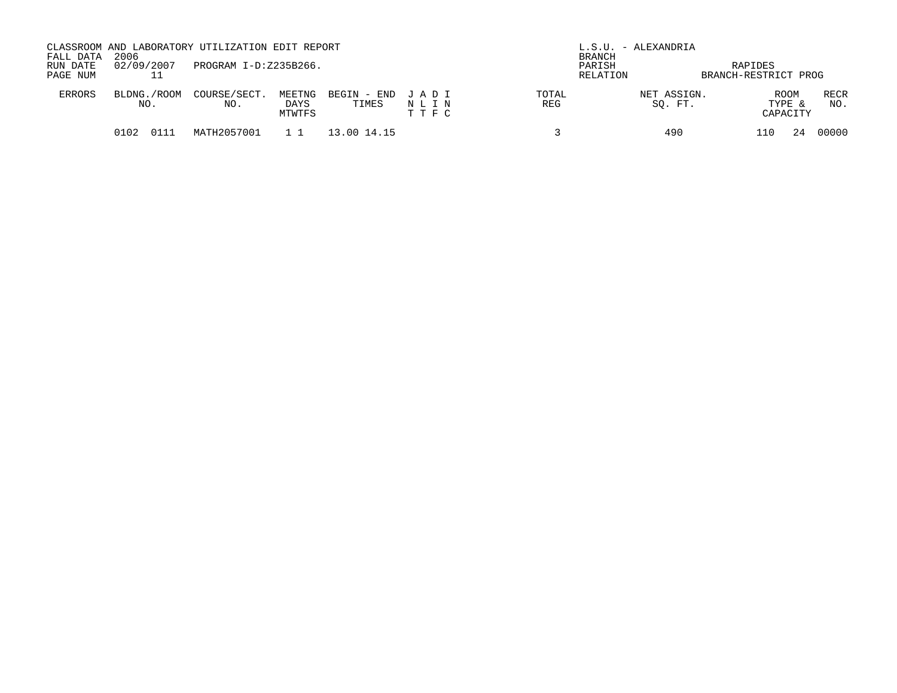CLASSROOM AND LABORATORY UTILIZATION EDIT REPORT

FALL DATA 2006

RUN DATE 02/09/2007 PROGRAM I-D:Z235B266.

PAGE NUM 11

L.S.U. - ALEXANDRIA

BRANCH

PARISH RAPIDES

RELATION BRANCH-RESTRICT PROG

| ERRORS | BLDNG./ROOM NO. | COURSE/SECT. NO. | MEETNG DAYS MTWTFS | BEGIN - END TIMES | J A D I N L I N T T F C | TOTAL REG | NET ASSIGN. SQ. FT. | ROOM TYPE & CAPACITY | RECR NO. |
|---|---|---|---|---|---|---|---|---|---|
| | 0102 0111 | MATH2057001 | 1 1 | 13.00 14.15 | | 3 | 490 | 110 24 | 00000 |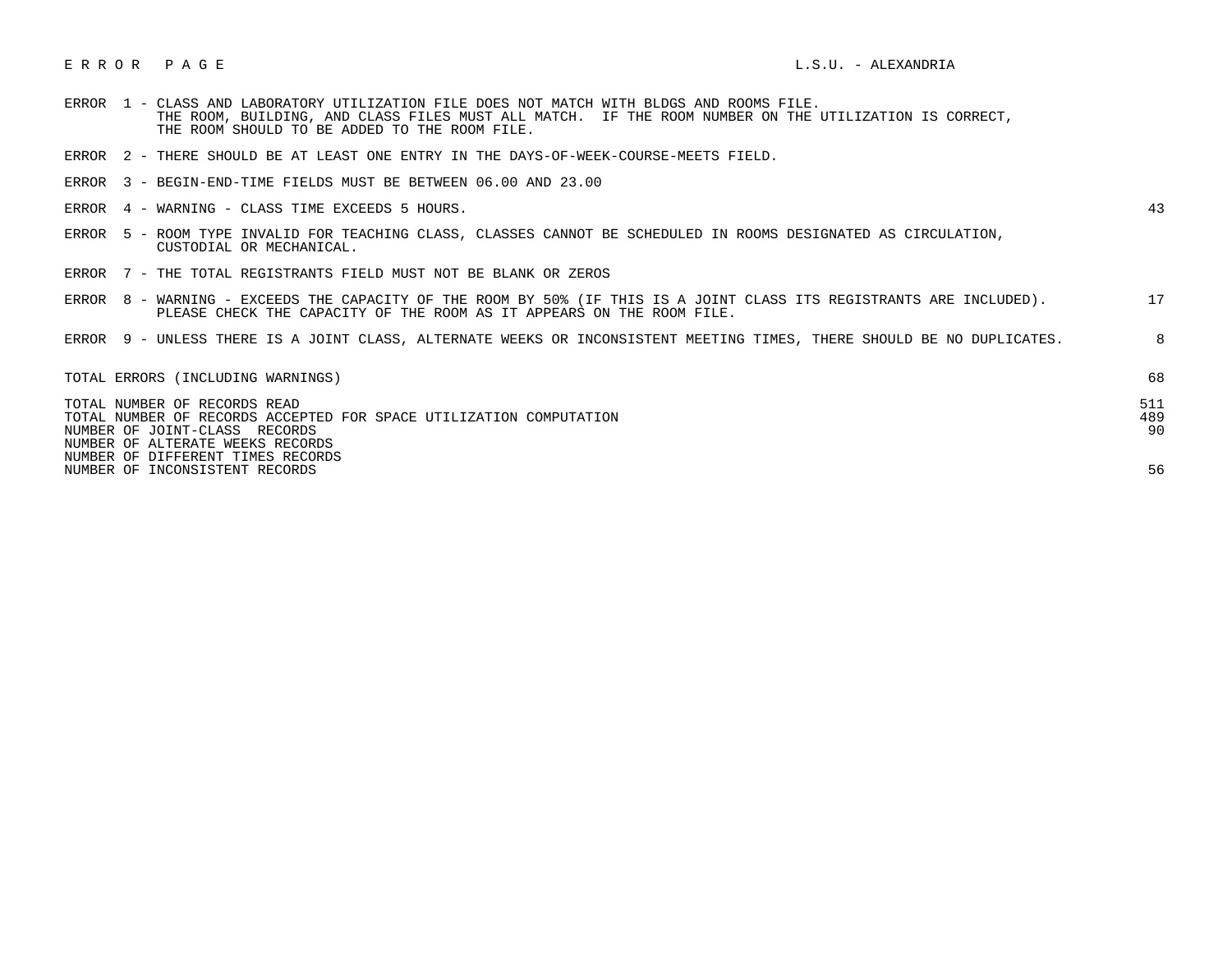# E R R O R   P A G E

L.S.U. - ALEXANDRIA

| Error | Description | Count |
|---|---|---|
| ERROR 1 | CLASS AND LABORATORY UTILIZATION FILE DOES NOT MATCH WITH BLDGS AND ROOMS FILE. THE ROOM, BUILDING, AND CLASS FILES MUST ALL MATCH. IF THE ROOM NUMBER ON THE UTILIZATION IS CORRECT, THE ROOM SHOULD TO BE ADDED TO THE ROOM FILE. | |
| ERROR 2 | THERE SHOULD BE AT LEAST ONE ENTRY IN THE DAYS-OF-WEEK-COURSE-MEETS FIELD. | |
| ERROR 3 | BEGIN-END-TIME FIELDS MUST BE BETWEEN 06.00 AND 23.00 | |
| ERROR 4 | WARNING - CLASS TIME EXCEEDS 5 HOURS. | 43 |
| ERROR 5 | ROOM TYPE INVALID FOR TEACHING CLASS, CLASSES CANNOT BE SCHEDULED IN ROOMS DESIGNATED AS CIRCULATION, CUSTODIAL OR MECHANICAL. | |
| ERROR 7 | THE TOTAL REGISTRANTS FIELD MUST NOT BE BLANK OR ZEROS | |
| ERROR 8 | WARNING - EXCEEDS THE CAPACITY OF THE ROOM BY 50% (IF THIS IS A JOINT CLASS ITS REGISTRANTS ARE INCLUDED). PLEASE CHECK THE CAPACITY OF THE ROOM AS IT APPEARS ON THE ROOM FILE. | 17 |
| ERROR 9 | UNLESS THERE IS A JOINT CLASS, ALTERNATE WEEKS OR INCONSISTENT MEETING TIMES, THERE SHOULD BE NO DUPLICATES. | 8 |

| Summary | Count |
|---|---|
| TOTAL ERRORS (INCLUDING WARNINGS) | 68 |
| TOTAL NUMBER OF RECORDS READ | 511 |
| TOTAL NUMBER OF RECORDS ACCEPTED FOR SPACE UTILIZATION COMPUTATION | 489 |
| NUMBER OF JOINT-CLASS RECORDS | 90 |
| NUMBER OF ALTERATE WEEKS RECORDS | |
| NUMBER OF DIFFERENT TIMES RECORDS | |
| NUMBER OF INCONSISTENT RECORDS | 56 |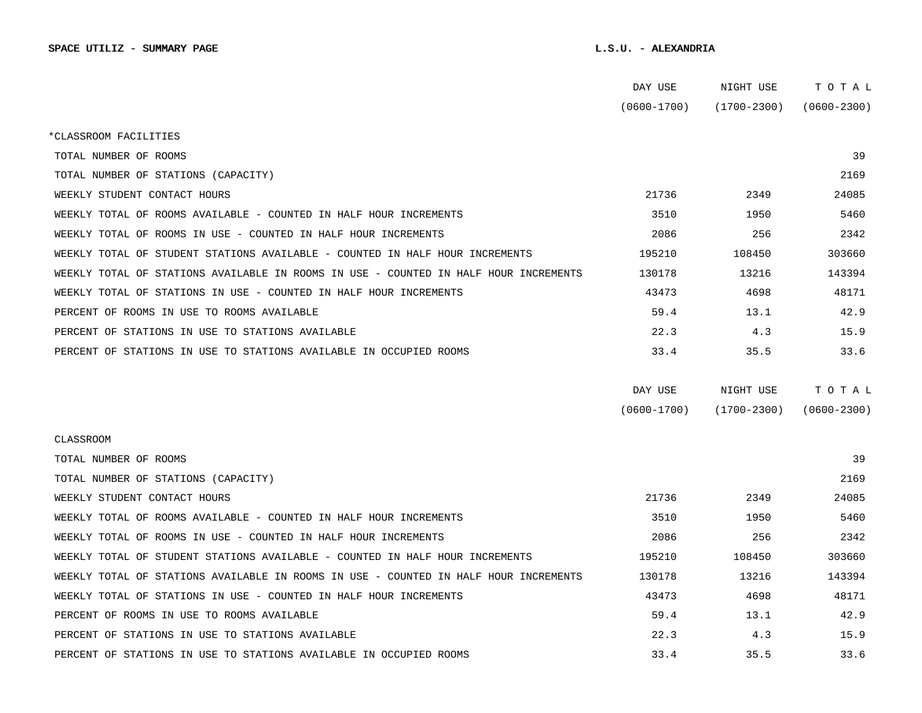**SPACE UTILIZ - SUMMARY PAGE** **L.S.U. - ALEXANDRIA**

| | DAY USE (0600-1700) | NIGHT USE (1700-2300) | T O T A L (0600-2300) |
|---|---|---|---|
| *CLASSROOM FACILITIES | | | |
| TOTAL NUMBER OF ROOMS | | | 39 |
| TOTAL NUMBER OF STATIONS (CAPACITY) | | | 2169 |
| WEEKLY STUDENT CONTACT HOURS | 21736 | 2349 | 24085 |
| WEEKLY TOTAL OF ROOMS AVAILABLE - COUNTED IN HALF HOUR INCREMENTS | 3510 | 1950 | 5460 |
| WEEKLY TOTAL OF ROOMS IN USE - COUNTED IN HALF HOUR INCREMENTS | 2086 | 256 | 2342 |
| WEEKLY TOTAL OF STUDENT STATIONS AVAILABLE - COUNTED IN HALF HOUR INCREMENTS | 195210 | 108450 | 303660 |
| WEEKLY TOTAL OF STATIONS AVAILABLE IN ROOMS IN USE - COUNTED IN HALF HOUR INCREMENTS | 130178 | 13216 | 143394 |
| WEEKLY TOTAL OF STATIONS IN USE - COUNTED IN HALF HOUR INCREMENTS | 43473 | 4698 | 48171 |
| PERCENT OF ROOMS IN USE TO ROOMS AVAILABLE | 59.4 | 13.1 | 42.9 |
| PERCENT OF STATIONS IN USE TO STATIONS AVAILABLE | 22.3 | 4.3 | 15.9 |
| PERCENT OF STATIONS IN USE TO STATIONS AVAILABLE IN OCCUPIED ROOMS | 33.4 | 35.5 | 33.6 |

| | DAY USE (0600-1700) | NIGHT USE (1700-2300) | T O T A L (0600-2300) |
|---|---|---|---|
| CLASSROOM | | | |
| TOTAL NUMBER OF ROOMS | | | 39 |
| TOTAL NUMBER OF STATIONS (CAPACITY) | | | 2169 |
| WEEKLY STUDENT CONTACT HOURS | 21736 | 2349 | 24085 |
| WEEKLY TOTAL OF ROOMS AVAILABLE - COUNTED IN HALF HOUR INCREMENTS | 3510 | 1950 | 5460 |
| WEEKLY TOTAL OF ROOMS IN USE - COUNTED IN HALF HOUR INCREMENTS | 2086 | 256 | 2342 |
| WEEKLY TOTAL OF STUDENT STATIONS AVAILABLE - COUNTED IN HALF HOUR INCREMENTS | 195210 | 108450 | 303660 |
| WEEKLY TOTAL OF STATIONS AVAILABLE IN ROOMS IN USE - COUNTED IN HALF HOUR INCREMENTS | 130178 | 13216 | 143394 |
| WEEKLY TOTAL OF STATIONS IN USE - COUNTED IN HALF HOUR INCREMENTS | 43473 | 4698 | 48171 |
| PERCENT OF ROOMS IN USE TO ROOMS AVAILABLE | 59.4 | 13.1 | 42.9 |
| PERCENT OF STATIONS IN USE TO STATIONS AVAILABLE | 22.3 | 4.3 | 15.9 |
| PERCENT OF STATIONS IN USE TO STATIONS AVAILABLE IN OCCUPIED ROOMS | 33.4 | 35.5 | 33.6 |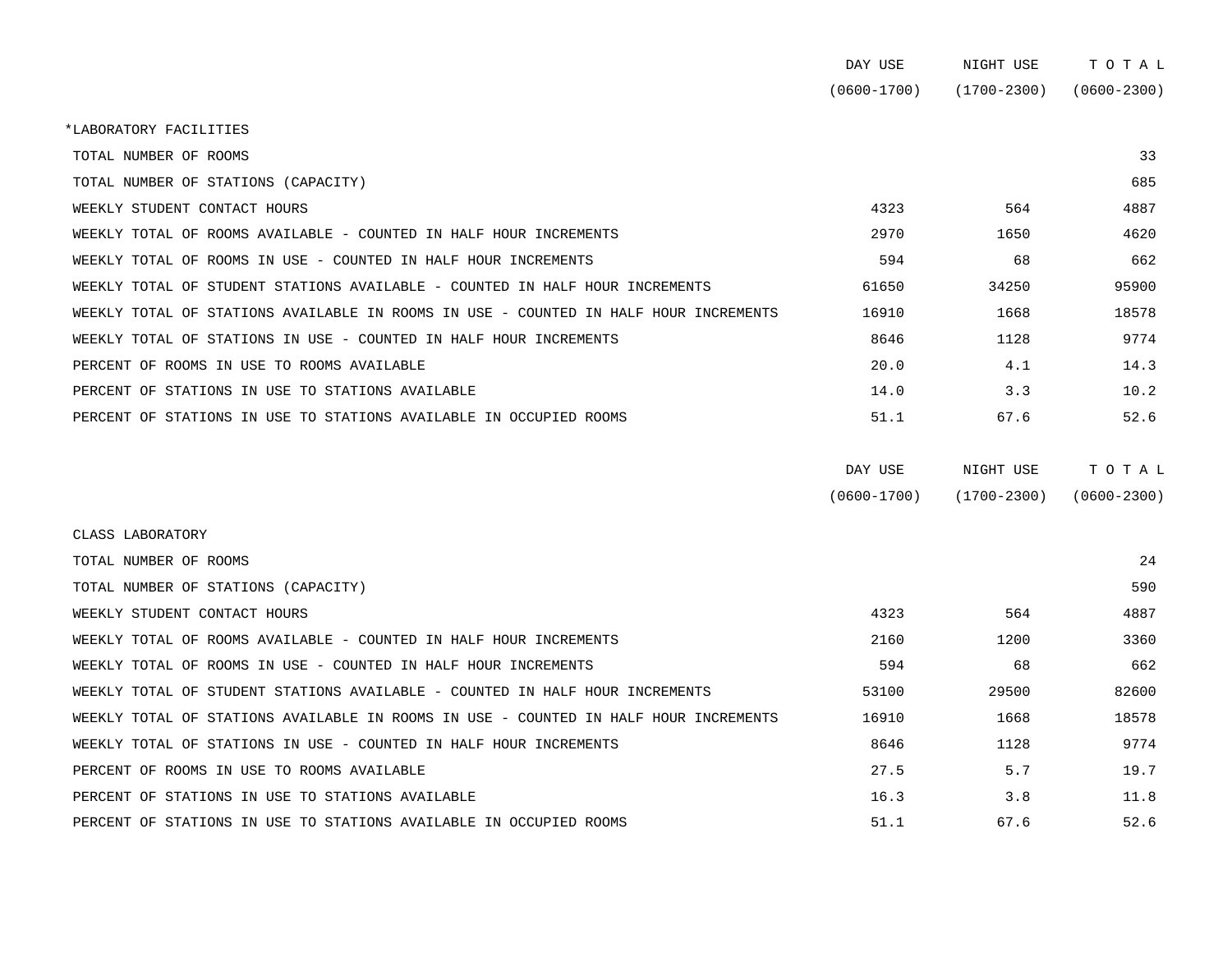| | DAY USE (0600-1700) | NIGHT USE (1700-2300) | T O T A L (0600-2300) |
|---|---|---|---|
| *LABORATORY FACILITIES | | | |
| TOTAL NUMBER OF ROOMS | | | 33 |
| TOTAL NUMBER OF STATIONS (CAPACITY) | | | 685 |
| WEEKLY STUDENT CONTACT HOURS | 4323 | 564 | 4887 |
| WEEKLY TOTAL OF ROOMS AVAILABLE - COUNTED IN HALF HOUR INCREMENTS | 2970 | 1650 | 4620 |
| WEEKLY TOTAL OF ROOMS IN USE - COUNTED IN HALF HOUR INCREMENTS | 594 | 68 | 662 |
| WEEKLY TOTAL OF STUDENT STATIONS AVAILABLE - COUNTED IN HALF HOUR INCREMENTS | 61650 | 34250 | 95900 |
| WEEKLY TOTAL OF STATIONS AVAILABLE IN ROOMS IN USE - COUNTED IN HALF HOUR INCREMENTS | 16910 | 1668 | 18578 |
| WEEKLY TOTAL OF STATIONS IN USE - COUNTED IN HALF HOUR INCREMENTS | 8646 | 1128 | 9774 |
| PERCENT OF ROOMS IN USE TO ROOMS AVAILABLE | 20.0 | 4.1 | 14.3 |
| PERCENT OF STATIONS IN USE TO STATIONS AVAILABLE | 14.0 | 3.3 | 10.2 |
| PERCENT OF STATIONS IN USE TO STATIONS AVAILABLE IN OCCUPIED ROOMS | 51.1 | 67.6 | 52.6 |

| | DAY USE (0600-1700) | NIGHT USE (1700-2300) | T O T A L (0600-2300) |
|---|---|---|---|
| CLASS LABORATORY | | | |
| TOTAL NUMBER OF ROOMS | | | 24 |
| TOTAL NUMBER OF STATIONS (CAPACITY) | | | 590 |
| WEEKLY STUDENT CONTACT HOURS | 4323 | 564 | 4887 |
| WEEKLY TOTAL OF ROOMS AVAILABLE - COUNTED IN HALF HOUR INCREMENTS | 2160 | 1200 | 3360 |
| WEEKLY TOTAL OF ROOMS IN USE - COUNTED IN HALF HOUR INCREMENTS | 594 | 68 | 662 |
| WEEKLY TOTAL OF STUDENT STATIONS AVAILABLE - COUNTED IN HALF HOUR INCREMENTS | 53100 | 29500 | 82600 |
| WEEKLY TOTAL OF STATIONS AVAILABLE IN ROOMS IN USE - COUNTED IN HALF HOUR INCREMENTS | 16910 | 1668 | 18578 |
| WEEKLY TOTAL OF STATIONS IN USE - COUNTED IN HALF HOUR INCREMENTS | 8646 | 1128 | 9774 |
| PERCENT OF ROOMS IN USE TO ROOMS AVAILABLE | 27.5 | 5.7 | 19.7 |
| PERCENT OF STATIONS IN USE TO STATIONS AVAILABLE | 16.3 | 3.8 | 11.8 |
| PERCENT OF STATIONS IN USE TO STATIONS AVAILABLE IN OCCUPIED ROOMS | 51.1 | 67.6 | 52.6 |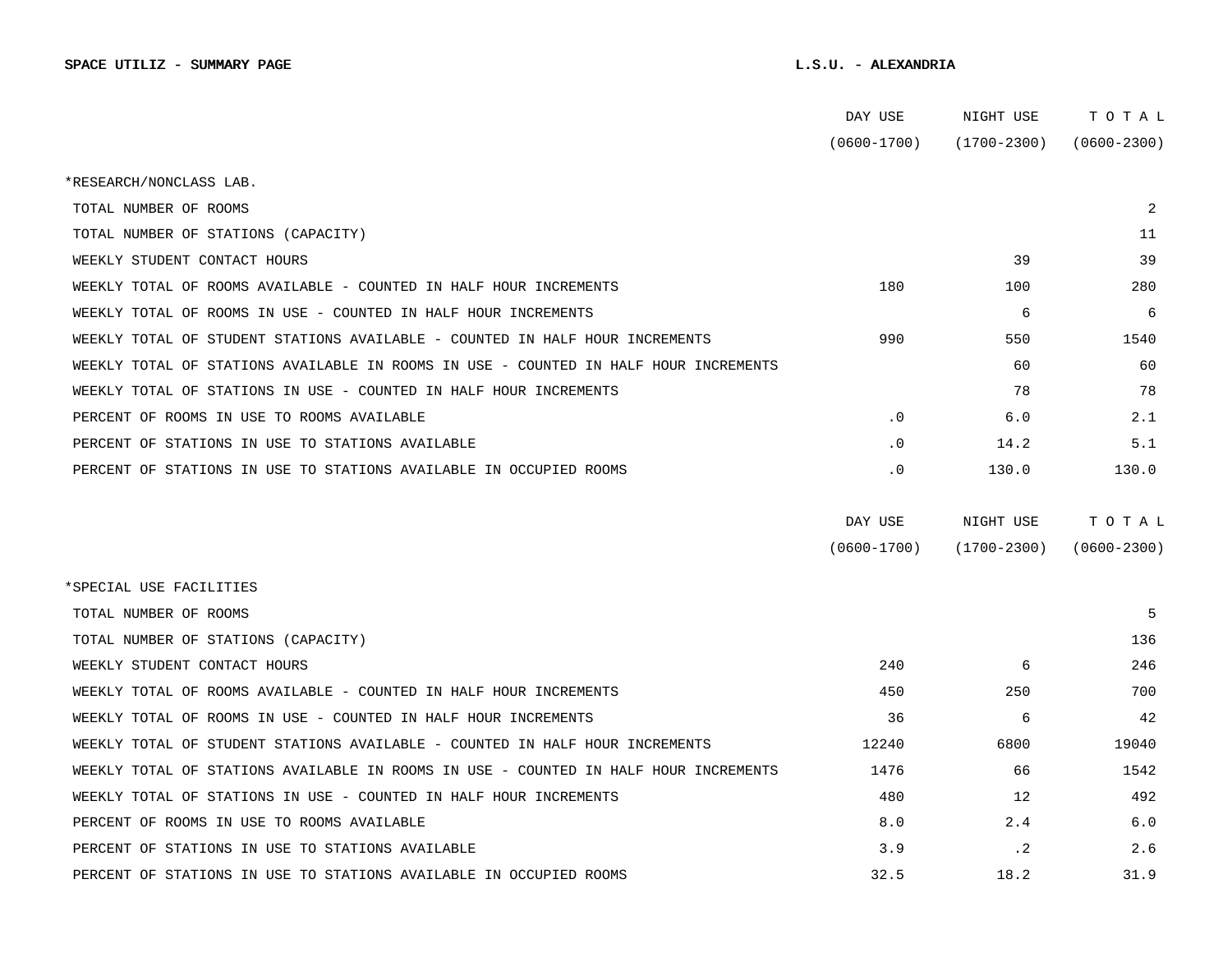**SPACE UTILIZ - SUMMARY PAGE** **L.S.U. - ALEXANDRIA**

| | DAY USE (0600-1700) | NIGHT USE (1700-2300) | TOTAL (0600-2300) |
|---|---|---|---|
| *RESEARCH/NONCLASS LAB. | | | |
| TOTAL NUMBER OF ROOMS | | | 2 |
| TOTAL NUMBER OF STATIONS (CAPACITY) | | | 11 |
| WEEKLY STUDENT CONTACT HOURS | | 39 | 39 |
| WEEKLY TOTAL OF ROOMS AVAILABLE - COUNTED IN HALF HOUR INCREMENTS | 180 | 100 | 280 |
| WEEKLY TOTAL OF ROOMS IN USE - COUNTED IN HALF HOUR INCREMENTS | | 6 | 6 |
| WEEKLY TOTAL OF STUDENT STATIONS AVAILABLE - COUNTED IN HALF HOUR INCREMENTS | 990 | 550 | 1540 |
| WEEKLY TOTAL OF STATIONS AVAILABLE IN ROOMS IN USE - COUNTED IN HALF HOUR INCREMENTS | | 60 | 60 |
| WEEKLY TOTAL OF STATIONS IN USE - COUNTED IN HALF HOUR INCREMENTS | | 78 | 78 |
| PERCENT OF ROOMS IN USE TO ROOMS AVAILABLE | .0 | 6.0 | 2.1 |
| PERCENT OF STATIONS IN USE TO STATIONS AVAILABLE | .0 | 14.2 | 5.1 |
| PERCENT OF STATIONS IN USE TO STATIONS AVAILABLE IN OCCUPIED ROOMS | .0 | 130.0 | 130.0 |

| | DAY USE (0600-1700) | NIGHT USE (1700-2300) | TOTAL (0600-2300) |
|---|---|---|---|
| *SPECIAL USE FACILITIES | | | |
| TOTAL NUMBER OF ROOMS | | | 5 |
| TOTAL NUMBER OF STATIONS (CAPACITY) | | | 136 |
| WEEKLY STUDENT CONTACT HOURS | 240 | 6 | 246 |
| WEEKLY TOTAL OF ROOMS AVAILABLE - COUNTED IN HALF HOUR INCREMENTS | 450 | 250 | 700 |
| WEEKLY TOTAL OF ROOMS IN USE - COUNTED IN HALF HOUR INCREMENTS | 36 | 6 | 42 |
| WEEKLY TOTAL OF STUDENT STATIONS AVAILABLE - COUNTED IN HALF HOUR INCREMENTS | 12240 | 6800 | 19040 |
| WEEKLY TOTAL OF STATIONS AVAILABLE IN ROOMS IN USE - COUNTED IN HALF HOUR INCREMENTS | 1476 | 66 | 1542 |
| WEEKLY TOTAL OF STATIONS IN USE - COUNTED IN HALF HOUR INCREMENTS | 480 | 12 | 492 |
| PERCENT OF ROOMS IN USE TO ROOMS AVAILABLE | 8.0 | 2.4 | 6.0 |
| PERCENT OF STATIONS IN USE TO STATIONS AVAILABLE | 3.9 | .2 | 2.6 |
| PERCENT OF STATIONS IN USE TO STATIONS AVAILABLE IN OCCUPIED ROOMS | 32.5 | 18.2 | 31.9 |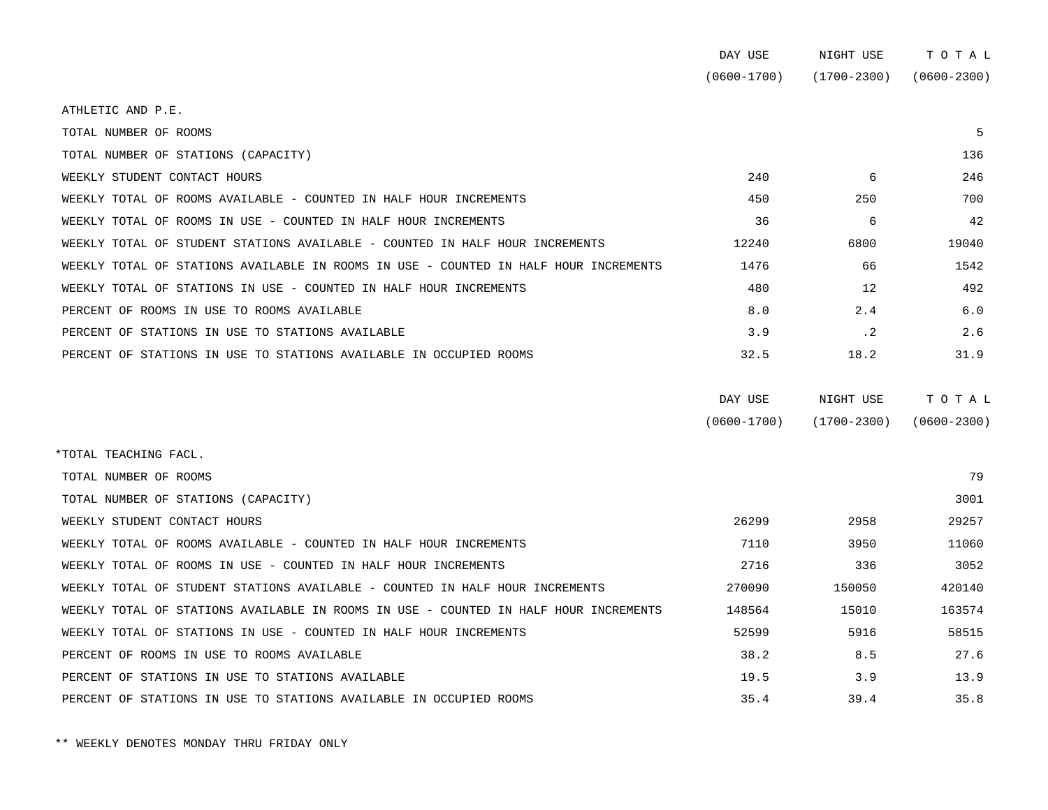| | DAY USE (0600-1700) | NIGHT USE (1700-2300) | T O T A L (0600-2300) |
|---|---|---|---|
| ATHLETIC AND P.E. | | | |
| TOTAL NUMBER OF ROOMS | | | 5 |
| TOTAL NUMBER OF STATIONS (CAPACITY) | | | 136 |
| WEEKLY STUDENT CONTACT HOURS | 240 | 6 | 246 |
| WEEKLY TOTAL OF ROOMS AVAILABLE - COUNTED IN HALF HOUR INCREMENTS | 450 | 250 | 700 |
| WEEKLY TOTAL OF ROOMS IN USE - COUNTED IN HALF HOUR INCREMENTS | 36 | 6 | 42 |
| WEEKLY TOTAL OF STUDENT STATIONS AVAILABLE - COUNTED IN HALF HOUR INCREMENTS | 12240 | 6800 | 19040 |
| WEEKLY TOTAL OF STATIONS AVAILABLE IN ROOMS IN USE - COUNTED IN HALF HOUR INCREMENTS | 1476 | 66 | 1542 |
| WEEKLY TOTAL OF STATIONS IN USE - COUNTED IN HALF HOUR INCREMENTS | 480 | 12 | 492 |
| PERCENT OF ROOMS IN USE TO ROOMS AVAILABLE | 8.0 | 2.4 | 6.0 |
| PERCENT OF STATIONS IN USE TO STATIONS AVAILABLE | 3.9 | .2 | 2.6 |
| PERCENT OF STATIONS IN USE TO STATIONS AVAILABLE IN OCCUPIED ROOMS | 32.5 | 18.2 | 31.9 |

| | DAY USE (0600-1700) | NIGHT USE (1700-2300) | T O T A L (0600-2300) |
|---|---|---|---|
| *TOTAL TEACHING FACL. | | | |
| TOTAL NUMBER OF ROOMS | | | 79 |
| TOTAL NUMBER OF STATIONS (CAPACITY) | | | 3001 |
| WEEKLY STUDENT CONTACT HOURS | 26299 | 2958 | 29257 |
| WEEKLY TOTAL OF ROOMS AVAILABLE - COUNTED IN HALF HOUR INCREMENTS | 7110 | 3950 | 11060 |
| WEEKLY TOTAL OF ROOMS IN USE - COUNTED IN HALF HOUR INCREMENTS | 2716 | 336 | 3052 |
| WEEKLY TOTAL OF STUDENT STATIONS AVAILABLE - COUNTED IN HALF HOUR INCREMENTS | 270090 | 150050 | 420140 |
| WEEKLY TOTAL OF STATIONS AVAILABLE IN ROOMS IN USE - COUNTED IN HALF HOUR INCREMENTS | 148564 | 15010 | 163574 |
| WEEKLY TOTAL OF STATIONS IN USE - COUNTED IN HALF HOUR INCREMENTS | 52599 | 5916 | 58515 |
| PERCENT OF ROOMS IN USE TO ROOMS AVAILABLE | 38.2 | 8.5 | 27.6 |
| PERCENT OF STATIONS IN USE TO STATIONS AVAILABLE | 19.5 | 3.9 | 13.9 |
| PERCENT OF STATIONS IN USE TO STATIONS AVAILABLE IN OCCUPIED ROOMS | 35.4 | 39.4 | 35.8 |

** WEEKLY DENOTES MONDAY THRU FRIDAY ONLY